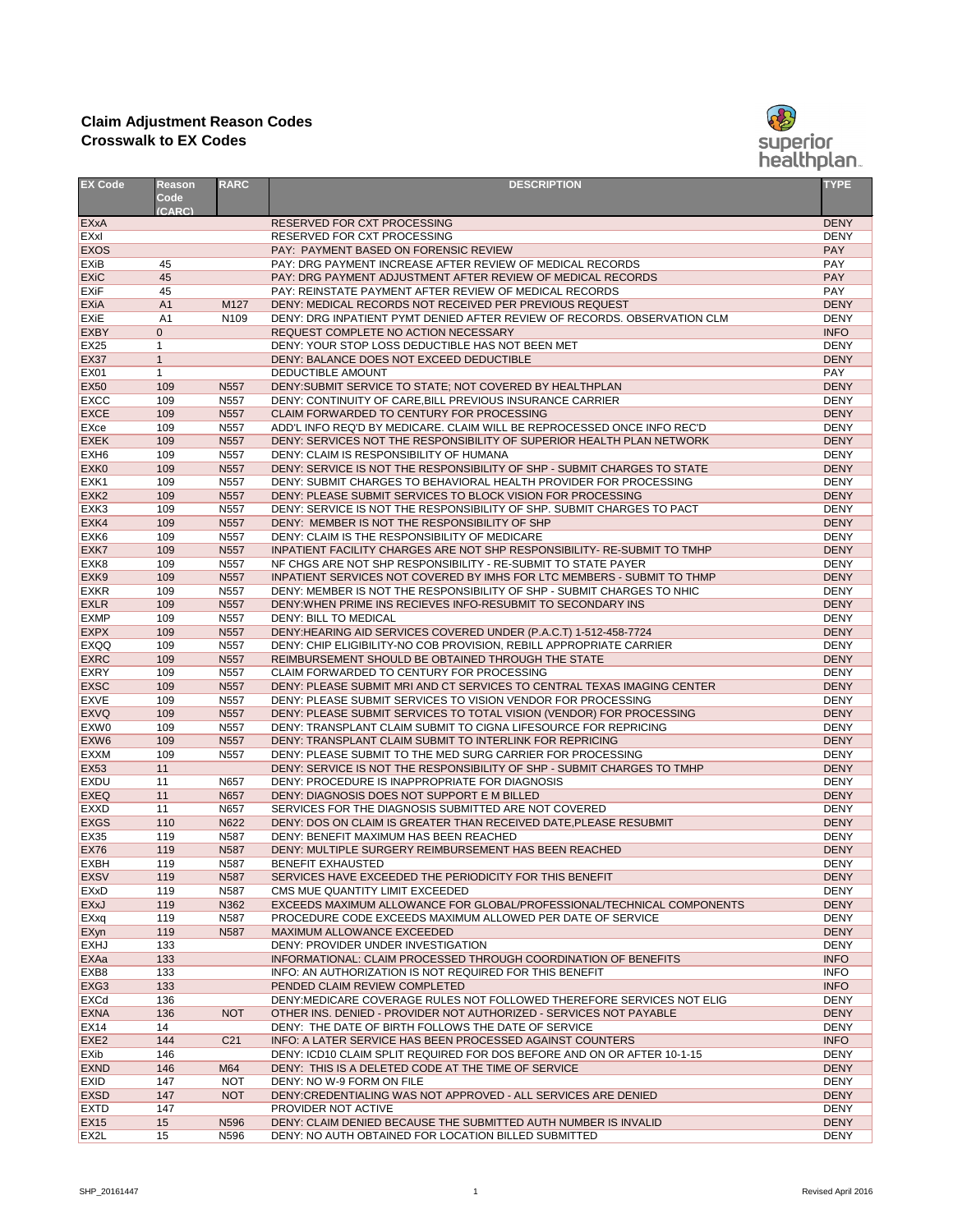# Claim Adjustment Reason Codes
## Crosswalk to EX Codes

| EX Code | Reason Code (CARC) | RARC | DESCRIPTION | TYPE |
|---|---|---|---|---|
| EXxA | | | RESERVED FOR CXT PROCESSING | DENY |
| EXxI | | | RESERVED FOR CXT PROCESSING | DENY |
| EXOS | | | PAY: PAYMENT BASED ON FORENSIC REVIEW | PAY |
| EXiB | 45 | | PAY: DRG PAYMENT INCREASE AFTER REVIEW OF MEDICAL RECORDS | PAY |
| EXiC | 45 | | PAY: DRG PAYMENT ADJUSTMENT AFTER REVIEW OF MEDICAL RECORDS | PAY |
| EXiF | 45 | | PAY: REINSTATE PAYMENT AFTER REVIEW OF MEDICAL RECORDS | PAY |
| EXiA | A1 | M127 | DENY: MEDICAL RECORDS NOT RECEIVED PER PREVIOUS REQUEST | DENY |
| EXiE | A1 | N109 | DENY: DRG INPATIENT PYMT DENIED AFTER REVIEW OF RECORDS. OBSERVATION CLM | DENY |
| EXBY | 0 | | REQUEST COMPLETE NO ACTION NECESSARY | INFO |
| EX25 | 1 | | DENY: YOUR STOP LOSS DEDUCTIBLE HAS NOT BEEN MET | DENY |
| EX37 | 1 | | DENY: BALANCE DOES NOT EXCEED DEDUCTIBLE | DENY |
| EX01 | 1 | | DEDUCTIBLE AMOUNT | PAY |
| EX50 | 109 | N557 | DENY:SUBMIT SERVICE TO STATE; NOT COVERED BY HEALTHPLAN | DENY |
| EXCC | 109 | N557 | DENY: CONTINUITY OF CARE,BILL PREVIOUS INSURANCE CARRIER | DENY |
| EXCE | 109 | N557 | CLAIM FORWARDED TO CENTURY FOR PROCESSING | DENY |
| EXce | 109 | N557 | ADD'L INFO REQ'D BY MEDICARE. CLAIM WILL BE REPROCESSED ONCE INFO REC'D | DENY |
| EXEK | 109 | N557 | DENY: SERVICES NOT THE RESPONSIBILITY OF SUPERIOR HEALTH PLAN NETWORK | DENY |
| EXH6 | 109 | N557 | DENY: CLAIM IS RESPONSIBILITY OF HUMANA | DENY |
| EXK0 | 109 | N557 | DENY: SERVICE IS NOT THE RESPONSIBILITY OF SHP - SUBMIT CHARGES TO STATE | DENY |
| EXK1 | 109 | N557 | DENY: SUBMIT CHARGES TO BEHAVIORAL HEALTH PROVIDER FOR PROCESSING | DENY |
| EXK2 | 109 | N557 | DENY: PLEASE SUBMIT SERVICES TO BLOCK VISION FOR PROCESSING | DENY |
| EXK3 | 109 | N557 | DENY: SERVICE IS NOT THE RESPONSIBILITY OF SHP. SUBMIT CHARGES TO PACT | DENY |
| EXK4 | 109 | N557 | DENY: MEMBER IS NOT THE RESPONSIBILITY OF SHP | DENY |
| EXK6 | 109 | N557 | DENY: CLAIM IS THE RESPONSIBILITY OF MEDICARE | DENY |
| EXK7 | 109 | N557 | INPATIENT FACILITY CHARGES ARE NOT SHP RESPONSIBILITY- RE-SUBMIT TO TMHP | DENY |
| EXK8 | 109 | N557 | NF CHGS ARE NOT SHP RESPONSIBILITY - RE-SUBMIT TO STATE PAYER | DENY |
| EXK9 | 109 | N557 | INPATIENT SERVICES NOT COVERED BY IMHS FOR LTC MEMBERS - SUBMIT TO THMP | DENY |
| EXKR | 109 | N557 | DENY: MEMBER IS NOT THE RESPONSIBILITY OF SHP - SUBMIT CHARGES TO NHIC | DENY |
| EXLR | 109 | N557 | DENY:WHEN PRIME INS RECIEVES INFO-RESUBMIT TO SECONDARY INS | DENY |
| EXMP | 109 | N557 | DENY: BILL TO MEDICAL | DENY |
| EXPX | 109 | N557 | DENY:HEARING AID SERVICES COVERED UNDER (P.A.C.T) 1-512-458-7724 | DENY |
| EXQQ | 109 | N557 | DENY: CHIP ELIGIBILITY-NO COB PROVISION, REBILL APPROPRIATE CARRIER | DENY |
| EXRC | 109 | N557 | REIMBURSEMENT SHOULD BE OBTAINED THROUGH THE STATE | DENY |
| EXRY | 109 | N557 | CLAIM FORWARDED TO CENTURY FOR PROCESSING | DENY |
| EXSC | 109 | N557 | DENY: PLEASE SUBMIT MRI AND CT SERVICES TO CENTRAL TEXAS IMAGING CENTER | DENY |
| EXVE | 109 | N557 | DENY: PLEASE SUBMIT SERVICES TO VISION VENDOR FOR PROCESSING | DENY |
| EXVQ | 109 | N557 | DENY: PLEASE SUBMIT SERVICES TO TOTAL VISION (VENDOR) FOR PROCESSING | DENY |
| EXW0 | 109 | N557 | DENY: TRANSPLANT CLAIM SUBMIT TO CIGNA LIFESOURCE FOR REPRICING | DENY |
| EXW6 | 109 | N557 | DENY: TRANSPLANT CLAIM SUBMIT TO INTERLINK FOR REPRICING | DENY |
| EXXM | 109 | N557 | DENY: PLEASE SUBMIT TO THE MED SURG CARRIER FOR PROCESSING | DENY |
| EX53 | 11 | | DENY: SERVICE IS NOT THE RESPONSIBILITY OF SHP - SUBMIT CHARGES TO TMHP | DENY |
| EXDU | 11 | N657 | DENY: PROCEDURE IS INAPPROPRIATE FOR DIAGNOSIS | DENY |
| EXEQ | 11 | N657 | DENY: DIAGNOSIS DOES NOT SUPPORT E M BILLED | DENY |
| EXXD | 11 | N657 | SERVICES FOR THE DIAGNOSIS SUBMITTED ARE NOT COVERED | DENY |
| EXGS | 110 | N622 | DENY: DOS ON CLAIM IS GREATER THAN RECEIVED DATE,PLEASE RESUBMIT | DENY |
| EX35 | 119 | N587 | DENY: BENEFIT MAXIMUM HAS BEEN REACHED | DENY |
| EX76 | 119 | N587 | DENY: MULTIPLE SURGERY REIMBURSEMENT HAS BEEN REACHED | DENY |
| EXBH | 119 | N587 | BENEFIT EXHAUSTED | DENY |
| EXSV | 119 | N587 | SERVICES HAVE EXCEEDED THE PERIODICITY FOR THIS BENEFIT | DENY |
| EXxD | 119 | N587 | CMS MUE QUANTITY LIMIT EXCEEDED | DENY |
| EXxJ | 119 | N362 | EXCEEDS MAXIMUM ALLOWANCE FOR GLOBAL/PROFESSIONAL/TECHNICAL COMPONENTS | DENY |
| EXxq | 119 | N587 | PROCEDURE CODE EXCEEDS MAXIMUM ALLOWED PER DATE OF SERVICE | DENY |
| EXyn | 119 | N587 | MAXIMUM ALLOWANCE EXCEEDED | DENY |
| EXHJ | 133 | | DENY: PROVIDER UNDER INVESTIGATION | DENY |
| EXAa | 133 | | INFORMATIONAL: CLAIM PROCESSED THROUGH COORDINATION OF BENEFITS | INFO |
| EXB8 | 133 | | INFO: AN AUTHORIZATION IS NOT REQUIRED FOR THIS BENEFIT | INFO |
| EXG3 | 133 | | PENDED CLAIM REVIEW COMPLETED | INFO |
| EXCd | 136 | | DENY:MEDICARE COVERAGE RULES NOT FOLLOWED THEREFORE SERVICES NOT ELIG | DENY |
| EXNA | 136 | NOT | OTHER INS. DENIED - PROVIDER NOT AUTHORIZED - SERVICES NOT PAYABLE | DENY |
| EX14 | 14 | | DENY: THE DATE OF BIRTH FOLLOWS THE DATE OF SERVICE | DENY |
| EXE2 | 144 | C21 | INFO: A LATER SERVICE HAS BEEN PROCESSED AGAINST COUNTERS | INFO |
| EXib | 146 | | DENY: ICD10 CLAIM SPLIT REQUIRED FOR DOS BEFORE AND ON OR AFTER 10-1-15 | DENY |
| EXND | 146 | M64 | DENY: THIS IS A DELETED CODE AT THE TIME OF SERVICE | DENY |
| EXID | 147 | NOT | DENY: NO W-9 FORM ON FILE | DENY |
| EXSD | 147 | NOT | DENY:CREDENTIALING WAS NOT APPROVED - ALL SERVICES ARE DENIED | DENY |
| EXTD | 147 | | PROVIDER NOT ACTIVE | DENY |
| EX15 | 15 | N596 | DENY: CLAIM DENIED BECAUSE THE SUBMITTED AUTH NUMBER IS INVALID | DENY |
| EX2L | 15 | N596 | DENY: NO AUTH OBTAINED FOR LOCATION BILLED SUBMITTED | DENY |

SHP_20161447 Revised April 2016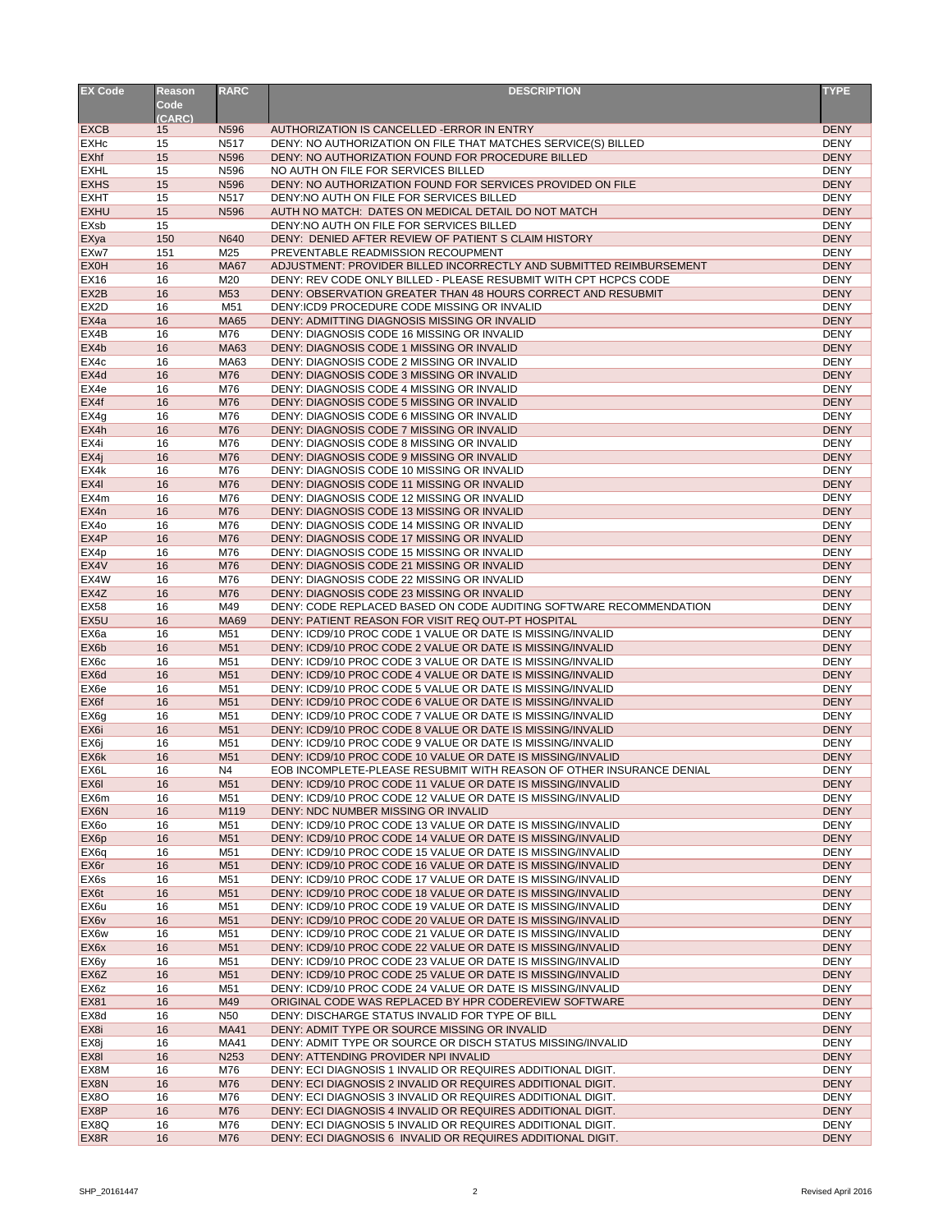| EX Code | Reason Code (CARC) | RARC | DESCRIPTION | TYPE |
|---|---|---|---|---|
| EXCB | 15 | N596 | AUTHORIZATION IS CANCELLED -ERROR IN ENTRY | DENY |
| EXHc | 15 | N517 | DENY: NO AUTHORIZATION ON FILE THAT MATCHES SERVICE(S) BILLED | DENY |
| EXhf | 15 | N596 | DENY: NO AUTHORIZATION FOUND FOR PROCEDURE BILLED | DENY |
| EXHL | 15 | N596 | NO AUTH ON FILE FOR SERVICES BILLED | DENY |
| EXHS | 15 | N596 | DENY: NO AUTHORIZATION FOUND FOR SERVICES PROVIDED ON FILE | DENY |
| EXHT | 15 | N517 | DENY:NO AUTH ON FILE FOR SERVICES BILLED | DENY |
| EXHU | 15 | N596 | AUTH NO MATCH: DATES ON MEDICAL DETAIL DO NOT MATCH | DENY |
| EXsb | 15 | | DENY:NO AUTH ON FILE FOR SERVICES BILLED | DENY |
| EXya | 150 | N640 | DENY: DENIED AFTER REVIEW OF PATIENT S CLAIM HISTORY | DENY |
| EXw7 | 151 | M25 | PREVENTABLE READMISSION RECOUPMENT | DENY |
| EX0H | 16 | MA67 | ADJUSTMENT: PROVIDER BILLED INCORRECTLY AND SUBMITTED REIMBURSEMENT | DENY |
| EX16 | 16 | M20 | DENY: REV CODE ONLY BILLED - PLEASE RESUBMIT WITH CPT HCPCS CODE | DENY |
| EX2B | 16 | M53 | DENY: OBSERVATION GREATER THAN 48 HOURS CORRECT AND RESUBMIT | DENY |
| EX2D | 16 | M51 | DENY:ICD9 PROCEDURE CODE MISSING OR INVALID | DENY |
| EX4a | 16 | MA65 | DENY: ADMITTING DIAGNOSIS MISSING OR INVALID | DENY |
| EX4B | 16 | M76 | DENY: DIAGNOSIS CODE 16 MISSING OR INVALID | DENY |
| EX4b | 16 | MA63 | DENY: DIAGNOSIS CODE 1 MISSING OR INVALID | DENY |
| EX4c | 16 | MA63 | DENY: DIAGNOSIS CODE 2 MISSING OR INVALID | DENY |
| EX4d | 16 | M76 | DENY: DIAGNOSIS CODE 3 MISSING OR INVALID | DENY |
| EX4e | 16 | M76 | DENY: DIAGNOSIS CODE 4 MISSING OR INVALID | DENY |
| EX4f | 16 | M76 | DENY: DIAGNOSIS CODE 5 MISSING OR INVALID | DENY |
| EX4g | 16 | M76 | DENY: DIAGNOSIS CODE 6 MISSING OR INVALID | DENY |
| EX4h | 16 | M76 | DENY: DIAGNOSIS CODE 7 MISSING OR INVALID | DENY |
| EX4i | 16 | M76 | DENY: DIAGNOSIS CODE 8 MISSING OR INVALID | DENY |
| EX4j | 16 | M76 | DENY: DIAGNOSIS CODE 9 MISSING OR INVALID | DENY |
| EX4k | 16 | M76 | DENY: DIAGNOSIS CODE 10 MISSING OR INVALID | DENY |
| EX4l | 16 | M76 | DENY: DIAGNOSIS CODE 11 MISSING OR INVALID | DENY |
| EX4m | 16 | M76 | DENY: DIAGNOSIS CODE 12 MISSING OR INVALID | DENY |
| EX4n | 16 | M76 | DENY: DIAGNOSIS CODE 13 MISSING OR INVALID | DENY |
| EX4o | 16 | M76 | DENY: DIAGNOSIS CODE 14 MISSING OR INVALID | DENY |
| EX4P | 16 | M76 | DENY: DIAGNOSIS CODE 17 MISSING OR INVALID | DENY |
| EX4p | 16 | M76 | DENY: DIAGNOSIS CODE 15 MISSING OR INVALID | DENY |
| EX4V | 16 | M76 | DENY: DIAGNOSIS CODE 21 MISSING OR INVALID | DENY |
| EX4W | 16 | M76 | DENY: DIAGNOSIS CODE 22 MISSING OR INVALID | DENY |
| EX4Z | 16 | M76 | DENY: DIAGNOSIS CODE 23 MISSING OR INVALID | DENY |
| EX58 | 16 | M49 | DENY: CODE REPLACED BASED ON CODE AUDITING SOFTWARE RECOMMENDATION | DENY |
| EX5U | 16 | MA69 | DENY: PATIENT REASON FOR VISIT REQ OUT-PT HOSPITAL | DENY |
| EX6a | 16 | M51 | DENY: ICD9/10 PROC CODE 1 VALUE OR DATE IS MISSING/INVALID | DENY |
| EX6b | 16 | M51 | DENY: ICD9/10 PROC CODE 2 VALUE OR DATE IS MISSING/INVALID | DENY |
| EX6c | 16 | M51 | DENY: ICD9/10 PROC CODE 3 VALUE OR DATE IS MISSING/INVALID | DENY |
| EX6d | 16 | M51 | DENY: ICD9/10 PROC CODE 4 VALUE OR DATE IS MISSING/INVALID | DENY |
| EX6e | 16 | M51 | DENY: ICD9/10 PROC CODE 5 VALUE OR DATE IS MISSING/INVALID | DENY |
| EX6f | 16 | M51 | DENY: ICD9/10 PROC CODE 6 VALUE OR DATE IS MISSING/INVALID | DENY |
| EX6g | 16 | M51 | DENY: ICD9/10 PROC CODE 7 VALUE OR DATE IS MISSING/INVALID | DENY |
| EX6i | 16 | M51 | DENY: ICD9/10 PROC CODE 8 VALUE OR DATE IS MISSING/INVALID | DENY |
| EX6j | 16 | M51 | DENY: ICD9/10 PROC CODE 9 VALUE OR DATE IS MISSING/INVALID | DENY |
| EX6k | 16 | M51 | DENY: ICD9/10 PROC CODE 10 VALUE OR DATE IS MISSING/INVALID | DENY |
| EX6L | 16 | N4 | EOB INCOMPLETE-PLEASE RESUBMIT WITH REASON OF OTHER INSURANCE DENIAL | DENY |
| EX6l | 16 | M51 | DENY: ICD9/10 PROC CODE 11 VALUE OR DATE IS MISSING/INVALID | DENY |
| EX6m | 16 | M51 | DENY: ICD9/10 PROC CODE 12 VALUE OR DATE IS MISSING/INVALID | DENY |
| EX6N | 16 | M119 | DENY: NDC NUMBER MISSING OR INVALID | DENY |
| EX6o | 16 | M51 | DENY: ICD9/10 PROC CODE 13 VALUE OR DATE IS MISSING/INVALID | DENY |
| EX6p | 16 | M51 | DENY: ICD9/10 PROC CODE 14 VALUE OR DATE IS MISSING/INVALID | DENY |
| EX6q | 16 | M51 | DENY: ICD9/10 PROC CODE 15 VALUE OR DATE IS MISSING/INVALID | DENY |
| EX6r | 16 | M51 | DENY: ICD9/10 PROC CODE 16 VALUE OR DATE IS MISSING/INVALID | DENY |
| EX6s | 16 | M51 | DENY: ICD9/10 PROC CODE 17 VALUE OR DATE IS MISSING/INVALID | DENY |
| EX6t | 16 | M51 | DENY: ICD9/10 PROC CODE 18 VALUE OR DATE IS MISSING/INVALID | DENY |
| EX6u | 16 | M51 | DENY: ICD9/10 PROC CODE 19 VALUE OR DATE IS MISSING/INVALID | DENY |
| EX6v | 16 | M51 | DENY: ICD9/10 PROC CODE 20 VALUE OR DATE IS MISSING/INVALID | DENY |
| EX6w | 16 | M51 | DENY: ICD9/10 PROC CODE 21 VALUE OR DATE IS MISSING/INVALID | DENY |
| EX6x | 16 | M51 | DENY: ICD9/10 PROC CODE 22 VALUE OR DATE IS MISSING/INVALID | DENY |
| EX6y | 16 | M51 | DENY: ICD9/10 PROC CODE 23 VALUE OR DATE IS MISSING/INVALID | DENY |
| EX6Z | 16 | M51 | DENY: ICD9/10 PROC CODE 25 VALUE OR DATE IS MISSING/INVALID | DENY |
| EX6z | 16 | M51 | DENY: ICD9/10 PROC CODE 24 VALUE OR DATE IS MISSING/INVALID | DENY |
| EX81 | 16 | M49 | ORIGINAL CODE WAS REPLACED BY HPR CODEREVIEW SOFTWARE | DENY |
| EX8d | 16 | N50 | DENY: DISCHARGE STATUS INVALID FOR TYPE OF BILL | DENY |
| EX8i | 16 | MA41 | DENY: ADMIT TYPE OR SOURCE MISSING OR INVALID | DENY |
| EX8j | 16 | MA41 | DENY: ADMIT TYPE OR SOURCE OR DISCH STATUS MISSING/INVALID | DENY |
| EX8l | 16 | N253 | DENY: ATTENDING PROVIDER NPI INVALID | DENY |
| EX8M | 16 | M76 | DENY: ECI DIAGNOSIS 1 INVALID OR REQUIRES ADDITIONAL DIGIT. | DENY |
| EX8N | 16 | M76 | DENY: ECI DIAGNOSIS 2 INVALID OR REQUIRES ADDITIONAL DIGIT. | DENY |
| EX8O | 16 | M76 | DENY: ECI DIAGNOSIS 3 INVALID OR REQUIRES ADDITIONAL DIGIT. | DENY |
| EX8P | 16 | M76 | DENY: ECI DIAGNOSIS 4 INVALID OR REQUIRES ADDITIONAL DIGIT. | DENY |
| EX8Q | 16 | M76 | DENY: ECI DIAGNOSIS 5 INVALID OR REQUIRES ADDITIONAL DIGIT. | DENY |
| EX8R | 16 | M76 | DENY: ECI DIAGNOSIS 6 INVALID OR REQUIRES ADDITIONAL DIGIT. | DENY |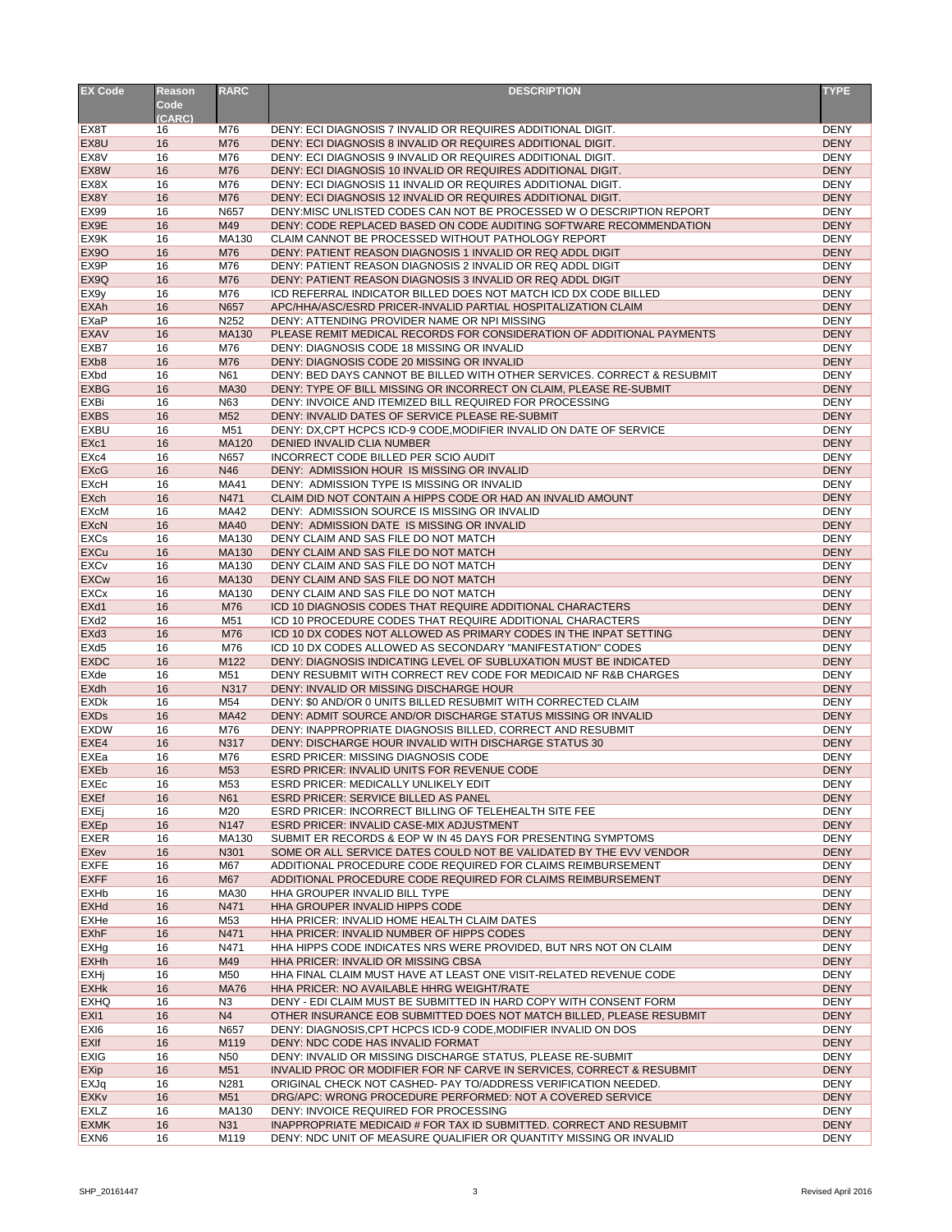| EX Code | Reason Code (CARC) | RARC | DESCRIPTION | TYPE |
|---|---|---|---|---|
| EX8T | 16 | M76 | DENY: ECI DIAGNOSIS 7 INVALID OR REQUIRES ADDITIONAL DIGIT. | DENY |
| EX8U | 16 | M76 | DENY: ECI DIAGNOSIS 8 INVALID OR REQUIRES ADDITIONAL DIGIT. | DENY |
| EX8V | 16 | M76 | DENY: ECI DIAGNOSIS 9 INVALID OR REQUIRES ADDITIONAL DIGIT. | DENY |
| EX8W | 16 | M76 | DENY: ECI DIAGNOSIS 10 INVALID OR REQUIRES ADDITIONAL DIGIT. | DENY |
| EX8X | 16 | M76 | DENY: ECI DIAGNOSIS 11 INVALID OR REQUIRES ADDITIONAL DIGIT. | DENY |
| EX8Y | 16 | M76 | DENY: ECI DIAGNOSIS 12 INVALID OR REQUIRES ADDITIONAL DIGIT. | DENY |
| EX99 | 16 | N657 | DENY:MISC UNLISTED CODES CAN NOT BE PROCESSED W O DESCRIPTION REPORT | DENY |
| EX9E | 16 | M49 | DENY: CODE REPLACED BASED ON CODE AUDITING SOFTWARE RECOMMENDATION | DENY |
| EX9K | 16 | MA130 | CLAIM CANNOT BE PROCESSED WITHOUT PATHOLOGY REPORT | DENY |
| EX9O | 16 | M76 | DENY: PATIENT REASON DIAGNOSIS 1 INVALID OR REQ ADDL DIGIT | DENY |
| EX9P | 16 | M76 | DENY: PATIENT REASON DIAGNOSIS 2 INVALID OR REQ ADDL DIGIT | DENY |
| EX9Q | 16 | M76 | DENY: PATIENT REASON DIAGNOSIS 3 INVALID OR REQ ADDL DIGIT | DENY |
| EX9y | 16 | M76 | ICD REFERRAL INDICATOR BILLED DOES NOT MATCH ICD DX CODE BILLED | DENY |
| EXAh | 16 | N657 | APC/HHA/ASC/ESRD PRICER-INVALID PARTIAL HOSPITALIZATION CLAIM | DENY |
| EXaP | 16 | N252 | DENY: ATTENDING PROVIDER NAME OR NPI MISSING | DENY |
| EXAV | 16 | MA130 | PLEASE REMIT MEDICAL RECORDS FOR CONSIDERATION OF ADDITIONAL PAYMENTS | DENY |
| EXB7 | 16 | M76 | DENY: DIAGNOSIS CODE 18 MISSING OR INVALID | DENY |
| EXb8 | 16 | M76 | DENY: DIAGNOSIS CODE 20 MISSING OR INVALID | DENY |
| EXbd | 16 | N61 | DENY: BED DAYS CANNOT BE BILLED WITH OTHER SERVICES. CORRECT & RESUBMIT | DENY |
| EXBG | 16 | MA30 | DENY: TYPE OF BILL MISSING OR INCORRECT ON CLAIM, PLEASE RE-SUBMIT | DENY |
| EXBi | 16 | N63 | DENY: INVOICE AND ITEMIZED BILL REQUIRED FOR PROCESSING | DENY |
| EXBS | 16 | M52 | DENY: INVALID DATES OF SERVICE PLEASE RE-SUBMIT | DENY |
| EXBU | 16 | M51 | DENY: DX,CPT HCPCS ICD-9 CODE,MODIFIER INVALID ON DATE OF SERVICE | DENY |
| EXc1 | 16 | MA120 | DENIED INVALID CLIA NUMBER | DENY |
| EXc4 | 16 | N657 | INCORRECT CODE BILLED PER SCIO AUDIT | DENY |
| EXcG | 16 | N46 | DENY: ADMISSION HOUR IS MISSING OR INVALID | DENY |
| EXcH | 16 | MA41 | DENY: ADMISSION TYPE IS MISSING OR INVALID | DENY |
| EXch | 16 | N471 | CLAIM DID NOT CONTAIN A HIPPS CODE OR HAD AN INVALID AMOUNT | DENY |
| EXcM | 16 | MA42 | DENY: ADMISSION SOURCE IS MISSING OR INVALID | DENY |
| EXcN | 16 | MA40 | DENY: ADMISSION DATE IS MISSING OR INVALID | DENY |
| EXCs | 16 | MA130 | DENY CLAIM AND SAS FILE DO NOT MATCH | DENY |
| EXCu | 16 | MA130 | DENY CLAIM AND SAS FILE DO NOT MATCH | DENY |
| EXCv | 16 | MA130 | DENY CLAIM AND SAS FILE DO NOT MATCH | DENY |
| EXCw | 16 | MA130 | DENY CLAIM AND SAS FILE DO NOT MATCH | DENY |
| EXCx | 16 | MA130 | DENY CLAIM AND SAS FILE DO NOT MATCH | DENY |
| EXd1 | 16 | M76 | ICD 10 DIAGNOSIS CODES THAT REQUIRE ADDITIONAL CHARACTERS | DENY |
| EXd2 | 16 | M51 | ICD 10 PROCEDURE CODES THAT REQUIRE ADDITIONAL CHARACTERS | DENY |
| EXd3 | 16 | M76 | ICD 10 DX CODES NOT ALLOWED AS PRIMARY CODES IN THE INPAT SETTING | DENY |
| EXd5 | 16 | M76 | ICD 10 DX CODES ALLOWED AS SECONDARY "MANIFESTATION" CODES | DENY |
| EXDC | 16 | M122 | DENY: DIAGNOSIS INDICATING LEVEL OF SUBLUXATION MUST BE INDICATED | DENY |
| EXde | 16 | M51 | DENY RESUBMIT WITH CORRECT REV CODE FOR MEDICAID NF R&B CHARGES | DENY |
| EXdh | 16 | N317 | DENY: INVALID OR MISSING DISCHARGE HOUR | DENY |
| EXDk | 16 | M54 | DENY: $0 AND/OR 0 UNITS BILLED RESUBMIT WITH CORRECTED CLAIM | DENY |
| EXDs | 16 | MA42 | DENY: ADMIT SOURCE AND/OR DISCHARGE STATUS MISSING OR INVALID | DENY |
| EXDW | 16 | M76 | DENY: INAPPROPRIATE DIAGNOSIS BILLED, CORRECT AND RESUBMIT | DENY |
| EXE4 | 16 | N317 | DENY: DISCHARGE HOUR INVALID WITH DISCHARGE STATUS 30 | DENY |
| EXEa | 16 | M76 | ESRD PRICER: MISSING DIAGNOSIS CODE | DENY |
| EXEb | 16 | M53 | ESRD PRICER: INVALID UNITS FOR REVENUE CODE | DENY |
| EXEc | 16 | M53 | ESRD PRICER: MEDICALLY UNLIKELY EDIT | DENY |
| EXEf | 16 | N61 | ESRD PRICER: SERVICE BILLED AS PANEL | DENY |
| EXEj | 16 | M20 | ESRD PRICER: INCORRECT BILLING OF TELEHEALTH SITE FEE | DENY |
| EXEp | 16 | N147 | ESRD PRICER: INVALID CASE-MIX ADJUSTMENT | DENY |
| EXER | 16 | MA130 | SUBMIT ER RECORDS & EOP W IN 45 DAYS FOR PRESENTING SYMPTOMS | DENY |
| EXev | 16 | N301 | SOME OR ALL SERVICE DATES COULD NOT BE VALIDATED BY THE EVV VENDOR | DENY |
| EXFE | 16 | M67 | ADDITIONAL PROCEDURE CODE REQUIRED FOR CLAIMS REIMBURSEMENT | DENY |
| EXFF | 16 | M67 | ADDITIONAL PROCEDURE CODE REQUIRED FOR CLAIMS REIMBURSEMENT | DENY |
| EXHb | 16 | MA30 | HHA GROUPER INVALID BILL TYPE | DENY |
| EXHd | 16 | N471 | HHA GROUPER INVALID HIPPS CODE | DENY |
| EXHe | 16 | M53 | HHA PRICER: INVALID HOME HEALTH CLAIM DATES | DENY |
| EXhF | 16 | N471 | HHA PRICER: INVALID NUMBER OF HIPPS CODES | DENY |
| EXHg | 16 | N471 | HHA HIPPS CODE INDICATES NRS WERE PROVIDED, BUT NRS NOT ON CLAIM | DENY |
| EXHh | 16 | M49 | HHA PRICER: INVALID OR MISSING CBSA | DENY |
| EXHj | 16 | M50 | HHA FINAL CLAIM MUST HAVE AT LEAST ONE VISIT-RELATED REVENUE CODE | DENY |
| EXHk | 16 | MA76 | HHA PRICER: NO AVAILABLE HHRG WEIGHT/RATE | DENY |
| EXHQ | 16 | N3 | DENY - EDI CLAIM MUST BE SUBMITTED IN HARD COPY WITH CONSENT FORM | DENY |
| EXI1 | 16 | N4 | OTHER INSURANCE EOB SUBMITTED DOES NOT MATCH BILLED, PLEASE RESUBMIT | DENY |
| EXI6 | 16 | N657 | DENY: DIAGNOSIS,CPT HCPCS ICD-9 CODE,MODIFIER INVALID ON DOS | DENY |
| EXIf | 16 | M119 | DENY: NDC CODE HAS INVALID FORMAT | DENY |
| EXIG | 16 | N50 | DENY: INVALID OR MISSING DISCHARGE STATUS, PLEASE RE-SUBMIT | DENY |
| EXip | 16 | M51 | INVALID PROC OR MODIFIER FOR NF CARVE IN SERVICES, CORRECT & RESUBMIT | DENY |
| EXJq | 16 | N281 | ORIGINAL CHECK NOT CASHED- PAY TO/ADDRESS VERIFICATION NEEDED. | DENY |
| EXKv | 16 | M51 | DRG/APC: WRONG PROCEDURE PERFORMED: NOT A COVERED SERVICE | DENY |
| EXLZ | 16 | MA130 | DENY: INVOICE REQUIRED FOR PROCESSING | DENY |
| EXMK | 16 | N31 | INAPPROPRIATE MEDICAID # FOR TAX ID SUBMITTED. CORRECT AND RESUBMIT | DENY |
| EXN6 | 16 | M119 | DENY: NDC UNIT OF MEASURE QUALIFIER OR QUANTITY MISSING OR INVALID | DENY |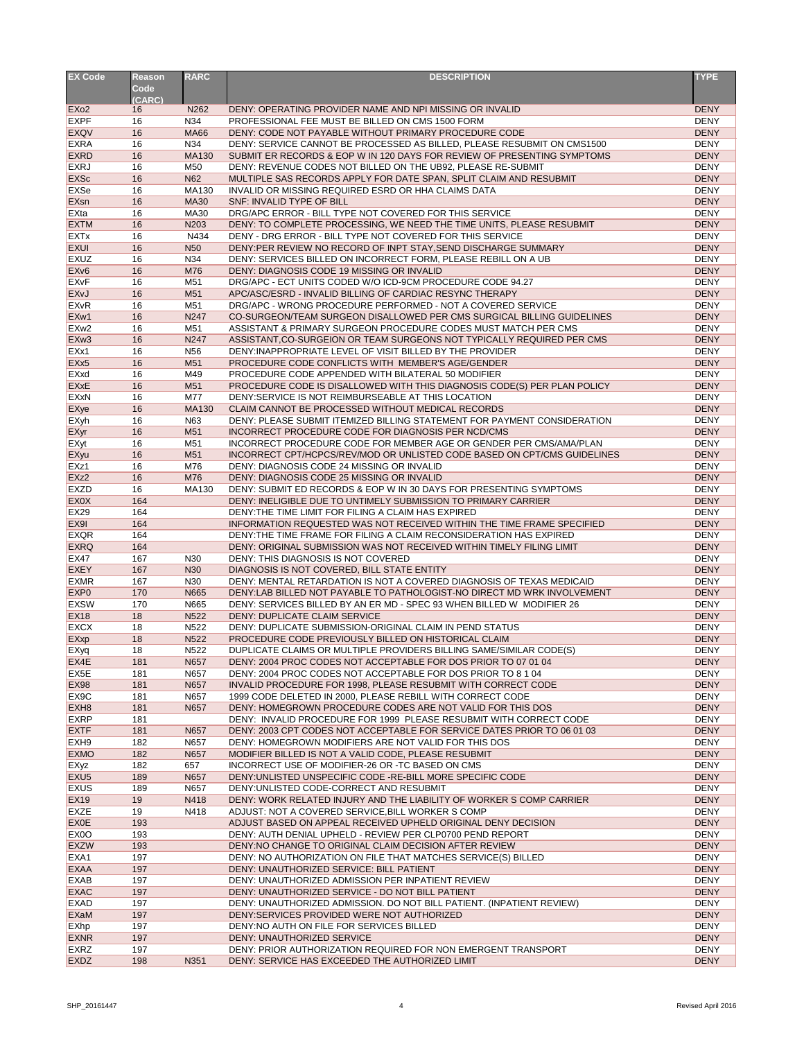| EX Code | Reason Code (CARC) | RARC | DESCRIPTION | TYPE |
|---|---|---|---|---|
| EXo2 | 16 | N262 | DENY: OPERATING PROVIDER NAME AND NPI MISSING OR INVALID | DENY |
| EXPF | 16 | N34 | PROFESSIONAL FEE MUST BE BILLED ON CMS 1500 FORM | DENY |
| EXQV | 16 | MA66 | DENY: CODE NOT PAYABLE WITHOUT PRIMARY PROCEDURE CODE | DENY |
| EXRA | 16 | N34 | DENY: SERVICE CANNOT BE PROCESSED AS BILLED, PLEASE RESUBMIT ON CMS1500 | DENY |
| EXRD | 16 | MA130 | SUBMIT ER RECORDS & EOP W IN 120 DAYS FOR REVIEW OF PRESENTING SYMPTOMS | DENY |
| EXRJ | 16 | M50 | DENY: REVENUE CODES NOT BILLED ON THE UB92, PLEASE RE-SUBMIT | DENY |
| EXSc | 16 | N62 | MULTIPLE SAS RECORDS APPLY FOR DATE SPAN, SPLIT CLAIM AND RESUBMIT | DENY |
| EXSe | 16 | MA130 | INVALID OR MISSING REQUIRED ESRD OR HHA CLAIMS DATA | DENY |
| EXsn | 16 | MA30 | SNF: INVALID TYPE OF BILL | DENY |
| EXta | 16 | MA30 | DRG/APC ERROR - BILL TYPE NOT COVERED FOR THIS SERVICE | DENY |
| EXTM | 16 | N203 | DENY: TO COMPLETE PROCESSING, WE NEED THE TIME UNITS, PLEASE RESUBMIT | DENY |
| EXTx | 16 | N434 | DENY - DRG ERROR - BILL TYPE NOT COVERED FOR THIS SERVICE | DENY |
| EXUI | 16 | N50 | DENY:PER REVIEW NO RECORD OF INPT STAY,SEND DISCHARGE SUMMARY | DENY |
| EXUZ | 16 | N34 | DENY: SERVICES BILLED ON INCORRECT FORM, PLEASE REBILL ON A UB | DENY |
| EXv6 | 16 | M76 | DENY: DIAGNOSIS CODE 19 MISSING OR INVALID | DENY |
| EXvF | 16 | M51 | DRG/APC - ECT UNITS CODED W/O ICD-9CM PROCEDURE CODE 94.27 | DENY |
| EXvJ | 16 | M51 | APC/ASC/ESRD - INVALID BILLING OF CARDIAC RESYNC THERAPY | DENY |
| EXvR | 16 | M51 | DRG/APC - WRONG PROCEDURE PERFORMED - NOT A COVERED SERVICE | DENY |
| EXw1 | 16 | N247 | CO-SURGEON/TEAM SURGEON DISALLOWED PER CMS SURGICAL BILLING GUIDELINES | DENY |
| EXw2 | 16 | M51 | ASSISTANT & PRIMARY SURGEON PROCEDURE CODES MUST MATCH PER CMS | DENY |
| EXw3 | 16 | N247 | ASSISTANT,CO-SURGEION OR TEAM SURGEONS NOT TYPICALLY REQUIRED PER CMS | DENY |
| EXx1 | 16 | N56 | DENY:INAPPROPRIATE LEVEL OF VISIT BILLED BY THE PROVIDER | DENY |
| EXx5 | 16 | M51 | PROCEDURE CODE CONFLICTS WITH MEMBER'S AGE/GENDER | DENY |
| EXxd | 16 | M49 | PROCEDURE CODE APPENDED WITH BILATERAL 50 MODIFIER | DENY |
| EXxE | 16 | M51 | PROCEDURE CODE IS DISALLOWED WITH THIS DIAGNOSIS CODE(S) PER PLAN POLICY | DENY |
| EXxN | 16 | M77 | DENY:SERVICE IS NOT REIMBURSEABLE AT THIS LOCATION | DENY |
| EXye | 16 | MA130 | CLAIM CANNOT BE PROCESSED WITHOUT MEDICAL RECORDS | DENY |
| EXyh | 16 | N63 | DENY: PLEASE SUBMIT ITEMIZED BILLING STATEMENT FOR PAYMENT CONSIDERATION | DENY |
| EXyr | 16 | M51 | INCORRECT PROCEDURE CODE FOR DIAGNOSIS PER NCD/CMS | DENY |
| EXyt | 16 | M51 | INCORRECT PROCEDURE CODE FOR MEMBER AGE OR GENDER PER CMS/AMA/PLAN | DENY |
| EXyu | 16 | M51 | INCORRECT CPT/HCPCS/REV/MOD OR UNLISTED CODE BASED ON CPT/CMS GUIDELINES | DENY |
| EXz1 | 16 | M76 | DENY: DIAGNOSIS CODE 24 MISSING OR INVALID | DENY |
| EXz2 | 16 | M76 | DENY: DIAGNOSIS CODE 25 MISSING OR INVALID | DENY |
| EXZD | 16 | MA130 | DENY: SUBMIT ED RECORDS & EOP W IN 30 DAYS FOR PRESENTING SYMPTOMS | DENY |
| EX0X | 164 | | DENY: INELIGIBLE DUE TO UNTIMELY SUBMISSION TO PRIMARY CARRIER | DENY |
| EX29 | 164 | | DENY:THE TIME LIMIT FOR FILING A CLAIM HAS EXPIRED | DENY |
| EX9I | 164 | | INFORMATION REQUESTED WAS NOT RECEIVED WITHIN THE TIME FRAME SPECIFIED | DENY |
| EXQR | 164 | | DENY:THE TIME FRAME FOR FILING A CLAIM RECONSIDERATION HAS EXPIRED | DENY |
| EXRQ | 164 | | DENY: ORIGINAL SUBMISSION WAS NOT RECEIVED WITHIN TIMELY FILING LIMIT | DENY |
| EX47 | 167 | N30 | DENY: THIS DIAGNOSIS IS NOT COVERED | DENY |
| EXEY | 167 | N30 | DIAGNOSIS IS NOT COVERED, BILL STATE ENTITY | DENY |
| EXMR | 167 | N30 | DENY: MENTAL RETARDATION IS NOT A COVERED DIAGNOSIS OF TEXAS MEDICAID | DENY |
| EXP0 | 170 | N665 | DENY:LAB BILLED NOT PAYABLE TO PATHOLOGIST-NO DIRECT MD WRK INVOLVEMENT | DENY |
| EXSW | 170 | N665 | DENY: SERVICES BILLED BY AN ER MD - SPEC 93 WHEN BILLED W MODIFIER 26 | DENY |
| EX18 | 18 | N522 | DENY: DUPLICATE CLAIM SERVICE | DENY |
| EXCX | 18 | N522 | DENY: DUPLICATE SUBMISSION-ORIGINAL CLAIM IN PEND STATUS | DENY |
| EXxp | 18 | N522 | PROCEDURE CODE PREVIOUSLY BILLED ON HISTORICAL CLAIM | DENY |
| EXyq | 18 | N522 | DUPLICATE CLAIMS OR MULTIPLE PROVIDERS BILLING SAME/SIMILAR CODE(S) | DENY |
| EX4E | 181 | N657 | DENY: 2004 PROC CODES NOT ACCEPTABLE FOR DOS PRIOR TO 07 01 04 | DENY |
| EX5E | 181 | N657 | DENY: 2004 PROC CODES NOT ACCEPTABLE FOR DOS PRIOR TO 8 1 04 | DENY |
| EX98 | 181 | N657 | INVALID PROCEDURE FOR 1998, PLEASE RESUBMIT WITH CORRECT CODE | DENY |
| EX9C | 181 | N657 | 1999 CODE DELETED IN 2000, PLEASE REBILL WITH CORRECT CODE | DENY |
| EXH8 | 181 | N657 | DENY: HOMEGROWN PROCEDURE CODES ARE NOT VALID FOR THIS DOS | DENY |
| EXRP | 181 | | DENY: INVALID PROCEDURE FOR 1999 PLEASE RESUBMIT WITH CORRECT CODE | DENY |
| EXTF | 181 | N657 | DENY: 2003 CPT CODES NOT ACCEPTABLE FOR SERVICE DATES PRIOR TO 06 01 03 | DENY |
| EXH9 | 182 | N657 | DENY: HOMEGROWN MODIFIERS ARE NOT VALID FOR THIS DOS | DENY |
| EXMO | 182 | N657 | MODIFIER BILLED IS NOT A VALID CODE, PLEASE RESUBMIT | DENY |
| EXyz | 182 | 657 | INCORRECT USE OF MODIFIER-26 OR -TC BASED ON CMS | DENY |
| EXU5 | 189 | N657 | DENY:UNLISTED UNSPECIFIC CODE -RE-BILL MORE SPECIFIC CODE | DENY |
| EXUS | 189 | N657 | DENY:UNLISTED CODE-CORRECT AND RESUBMIT | DENY |
| EX19 | 19 | N418 | DENY: WORK RELATED INJURY AND THE LIABILITY OF WORKER S COMP CARRIER | DENY |
| EXZE | 19 | N418 | ADJUST: NOT A COVERED SERVICE,BILL WORKER S COMP | DENY |
| EX0E | 193 | | ADJUST BASED ON APPEAL RECEIVED UPHELD ORIGINAL DENY DECISION | DENY |
| EX0O | 193 | | DENY: AUTH DENIAL UPHELD - REVIEW PER CLP0700 PEND REPORT | DENY |
| EXZW | 193 | | DENY:NO CHANGE TO ORIGINAL CLAIM DECISION AFTER REVIEW | DENY |
| EXA1 | 197 | | DENY: NO AUTHORIZATION ON FILE THAT MATCHES SERVICE(S) BILLED | DENY |
| EXAA | 197 | | DENY: UNAUTHORIZED SERVICE: BILL PATIENT | DENY |
| EXAB | 197 | | DENY: UNAUTHORIZED ADMISSION PER INPATIENT REVIEW | DENY |
| EXAC | 197 | | DENY: UNAUTHORIZED SERVICE - DO NOT BILL PATIENT | DENY |
| EXAD | 197 | | DENY: UNAUTHORIZED ADMISSION. DO NOT BILL PATIENT. (INPATIENT REVIEW) | DENY |
| EXaM | 197 | | DENY:SERVICES PROVIDED WERE NOT AUTHORIZED | DENY |
| EXhp | 197 | | DENY:NO AUTH ON FILE FOR SERVICES BILLED | DENY |
| EXNR | 197 | | DENY: UNAUTHORIZED SERVICE | DENY |
| EXRZ | 197 | | DENY: PRIOR AUTHORIZATION REQUIRED FOR NON EMERGENT TRANSPORT | DENY |
| EXDZ | 198 | N351 | DENY: SERVICE HAS EXCEEDED THE AUTHORIZED LIMIT | DENY |

SHP_20161447 Revised April 2016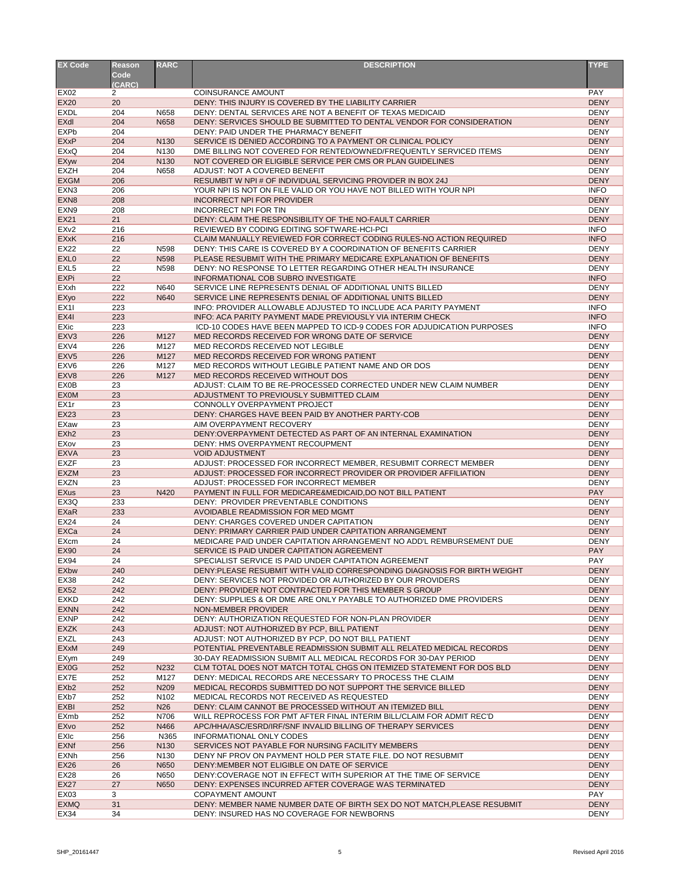| EX Code | Reason Code (CARC) | RARC | DESCRIPTION | TYPE |
|---|---|---|---|---|
| EX02 | 2 | | COINSURANCE AMOUNT | PAY |
| EX20 | 20 | | DENY: THIS INJURY IS COVERED BY THE LIABILITY CARRIER | DENY |
| EXDL | 204 | N658 | DENY: DENTAL SERVICES ARE NOT A BENEFIT OF TEXAS MEDICAID | DENY |
| EXdl | 204 | N658 | DENY: SERVICES SHOULD BE SUBMITTED TO DENTAL VENDOR FOR CONSIDERATION | DENY |
| EXPb | 204 | | DENY: PAID UNDER THE PHARMACY BENEFIT | DENY |
| EXxP | 204 | N130 | SERVICE IS DENIED ACCORDING TO A PAYMENT OR CLINICAL POLICY | DENY |
| EXxQ | 204 | N130 | DME BILLING NOT COVERED FOR RENTED/OWNED/FREQUENTLY SERVICED ITEMS | DENY |
| EXyw | 204 | N130 | NOT COVERED OR ELIGIBLE SERVICE PER CMS OR PLAN GUIDELINES | DENY |
| EXZH | 204 | N658 | ADJUST: NOT A COVERED BENEFIT | DENY |
| EXGM | 206 | | RESUMBIT W NPI # OF INDIVIDUAL SERVICING PROVIDER IN BOX 24J | DENY |
| EXN3 | 206 | | YOUR NPI IS NOT ON FILE VALID OR YOU HAVE NOT BILLED WITH YOUR NPI | INFO |
| EXN8 | 208 | | INCORRECT NPI FOR PROVIDER | DENY |
| EXN9 | 208 | | INCORRECT NPI FOR TIN | DENY |
| EX21 | 21 | | DENY: CLAIM THE RESPONSIBILITY OF THE NO-FAULT CARRIER | DENY |
| EXv2 | 216 | | REVIEWED BY CODING EDITING SOFTWARE-HCI-PCI | INFO |
| EXxK | 216 | | CLAIM MANUALLY REVIEWED FOR CORRECT CODING RULES-NO ACTION REQUIRED | INFO |
| EX22 | 22 | N598 | DENY: THIS CARE IS COVERED BY A COORDINATION OF BENEFITS CARRIER | DENY |
| EXL0 | 22 | N598 | PLEASE RESUBMIT WITH THE PRIMARY MEDICARE EXPLANATION OF BENEFITS | DENY |
| EXL5 | 22 | N598 | DENY: NO RESPONSE TO LETTER REGARDING OTHER HEALTH INSURANCE | DENY |
| EXPi | 22 | | INFORMATIONAL COB SUBRO INVESTIGATE | INFO |
| EXxh | 222 | N640 | SERVICE LINE REPRESENTS DENIAL OF ADDITIONAL UNITS BILLED | DENY |
| EXyo | 222 | N640 | SERVICE LINE REPRESENTS DENIAL OF ADDITIONAL UNITS BILLED | DENY |
| EX1I | 223 | | INFO: PROVIDER ALLOWABLE ADJUSTED TO INCLUDE ACA PARITY PAYMENT | INFO |
| EX4I | 223 | | INFO: ACA PARITY PAYMENT MADE PREVIOUSLY VIA INTERIM CHECK | INFO |
| EXic | 223 | | ICD-10 CODES HAVE BEEN MAPPED TO ICD-9 CODES FOR ADJUDICATION PURPOSES | INFO |
| EXV3 | 226 | M127 | MED RECORDS RECEIVED FOR WRONG DATE OF SERVICE | DENY |
| EXV4 | 226 | M127 | MED RECORDS RECEIVED NOT LEGIBLE | DENY |
| EXV5 | 226 | M127 | MED RECORDS RECEIVED FOR WRONG PATIENT | DENY |
| EXV6 | 226 | M127 | MED RECORDS WITHOUT LEGIBLE PATIENT NAME AND OR DOS | DENY |
| EXV8 | 226 | M127 | MED RECORDS RECEIVED WITHOUT DOS | DENY |
| EX0B | 23 | | ADJUST: CLAIM TO BE RE-PROCESSED CORRECTED UNDER NEW CLAIM NUMBER | DENY |
| EX0M | 23 | | ADJUSTMENT TO PREVIOUSLY SUBMITTED CLAIM | DENY |
| EX1r | 23 | | CONNOLLY OVERPAYMENT PROJECT | DENY |
| EX23 | 23 | | DENY: CHARGES HAVE BEEN PAID BY ANOTHER PARTY-COB | DENY |
| EXaw | 23 | | AIM OVERPAYMENT RECOVERY | DENY |
| EXh2 | 23 | | DENY:OVERPAYMENT DETECTED AS PART OF AN INTERNAL EXAMINATION | DENY |
| EXov | 23 | | DENY: HMS OVERPAYMENT RECOUPMENT | DENY |
| EXVA | 23 | | VOID ADJUSTMENT | DENY |
| EXZF | 23 | | ADJUST: PROCESSED FOR INCORRECT MEMBER, RESUBMIT CORRECT MEMBER | DENY |
| EXZM | 23 | | ADJUST: PROCESSED FOR INCORRECT PROVIDER OR PROVIDER AFFILIATION | DENY |
| EXZN | 23 | | ADJUST: PROCESSED FOR INCORRECT MEMBER | DENY |
| EXus | 23 | N420 | PAYMENT IN FULL FOR MEDICARE&MEDICAID,DO NOT BILL PATIENT | PAY |
| EX3Q | 233 | | DENY: PROVIDER PREVENTABLE CONDITIONS | DENY |
| EXaR | 233 | | AVOIDABLE READMISSION FOR MED MGMT | DENY |
| EX24 | 24 | | DENY: CHARGES COVERED UNDER CAPITATION | DENY |
| EXCa | 24 | | DENY: PRIMARY CARRIER PAID UNDER CAPITATION ARRANGEMENT | DENY |
| EXcm | 24 | | MEDICARE PAID UNDER CAPITATION ARRANGEMENT NO ADD'L REMBURSEMENT DUE | DENY |
| EX90 | 24 | | SERVICE IS PAID UNDER CAPITATION AGREEMENT | PAY |
| EX94 | 24 | | SPECIALIST SERVICE IS PAID UNDER CAPITATION AGREEMENT | PAY |
| EXbw | 240 | | DENY:PLEASE RESUBMIT WITH VALID CORRESPONDING DIAGNOSIS FOR BIRTH WEIGHT | DENY |
| EX38 | 242 | | DENY: SERVICES NOT PROVIDED OR AUTHORIZED BY OUR PROVIDERS | DENY |
| EX52 | 242 | | DENY: PROVIDER NOT CONTRACTED FOR THIS MEMBER S GROUP | DENY |
| EXKD | 242 | | DENY: SUPPLIES & OR DME ARE ONLY PAYABLE TO AUTHORIZED DME PROVIDERS | DENY |
| EXNN | 242 | | NON-MEMBER PROVIDER | DENY |
| EXNP | 242 | | DENY: AUTHORIZATION REQUESTED FOR NON-PLAN PROVIDER | DENY |
| EXZK | 243 | | ADJUST: NOT AUTHORIZED BY PCP, BILL PATIENT | DENY |
| EXZL | 243 | | ADJUST: NOT AUTHORIZED BY PCP, DO NOT BILL PATIENT | DENY |
| EXxM | 249 | | POTENTIAL PREVENTABLE READMISSION SUBMIT ALL RELATED MEDICAL RECORDS | DENY |
| EXym | 249 | | 30-DAY READMISSION SUBMIT ALL MEDICAL RECORDS FOR 30-DAY PERIOD | DENY |
| EX0G | 252 | N232 | CLM TOTAL DOES NOT MATCH TOTAL CHGS ON ITEMIZED STATEMENT FOR DOS BLD | DENY |
| EX7E | 252 | M127 | DENY: MEDICAL RECORDS ARE NECESSARY TO PROCESS THE CLAIM | DENY |
| EXb2 | 252 | N209 | MEDICAL RECORDS SUBMITTED DO NOT SUPPORT THE SERVICE BILLED | DENY |
| EXb7 | 252 | N102 | MEDICAL RECORDS NOT RECEIVED AS REQUESTED | DENY |
| EXBI | 252 | N26 | DENY: CLAIM CANNOT BE PROCESSED WITHOUT AN ITEMIZED BILL | DENY |
| EXmb | 252 | N706 | WILL REPROCESS FOR PMT AFTER FINAL INTERIM BILL/CLAIM FOR ADMIT REC'D | DENY |
| EXvo | 252 | N466 | APC/HHA/ASC/ESRD/IRF/SNF INVALID BILLING OF THERAPY SERVICES | DENY |
| EXlc | 256 | N365 | INFORMATIONAL ONLY CODES | DENY |
| EXNf | 256 | N130 | SERVICES NOT PAYABLE FOR NURSING FACILITY MEMBERS | DENY |
| EXNh | 256 | N130 | DENY NF PROV ON PAYMENT HOLD PER STATE FILE. DO NOT RESUBMIT | DENY |
| EX26 | 26 | N650 | DENY:MEMBER NOT ELIGIBLE ON DATE OF SERVICE | DENY |
| EX28 | 26 | N650 | DENY:COVERAGE NOT IN EFFECT WITH SUPERIOR AT THE TIME OF SERVICE | DENY |
| EX27 | 27 | N650 | DENY: EXPENSES INCURRED AFTER COVERAGE WAS TERMINATED | DENY |
| EX03 | 3 | | COPAYMENT AMOUNT | PAY |
| EXMQ | 31 | | DENY: MEMBER NAME NUMBER DATE OF BIRTH SEX DO NOT MATCH,PLEASE RESUBMIT | DENY |
| EX34 | 34 | | DENY: INSURED HAS NO COVERAGE FOR NEWBORNS | DENY |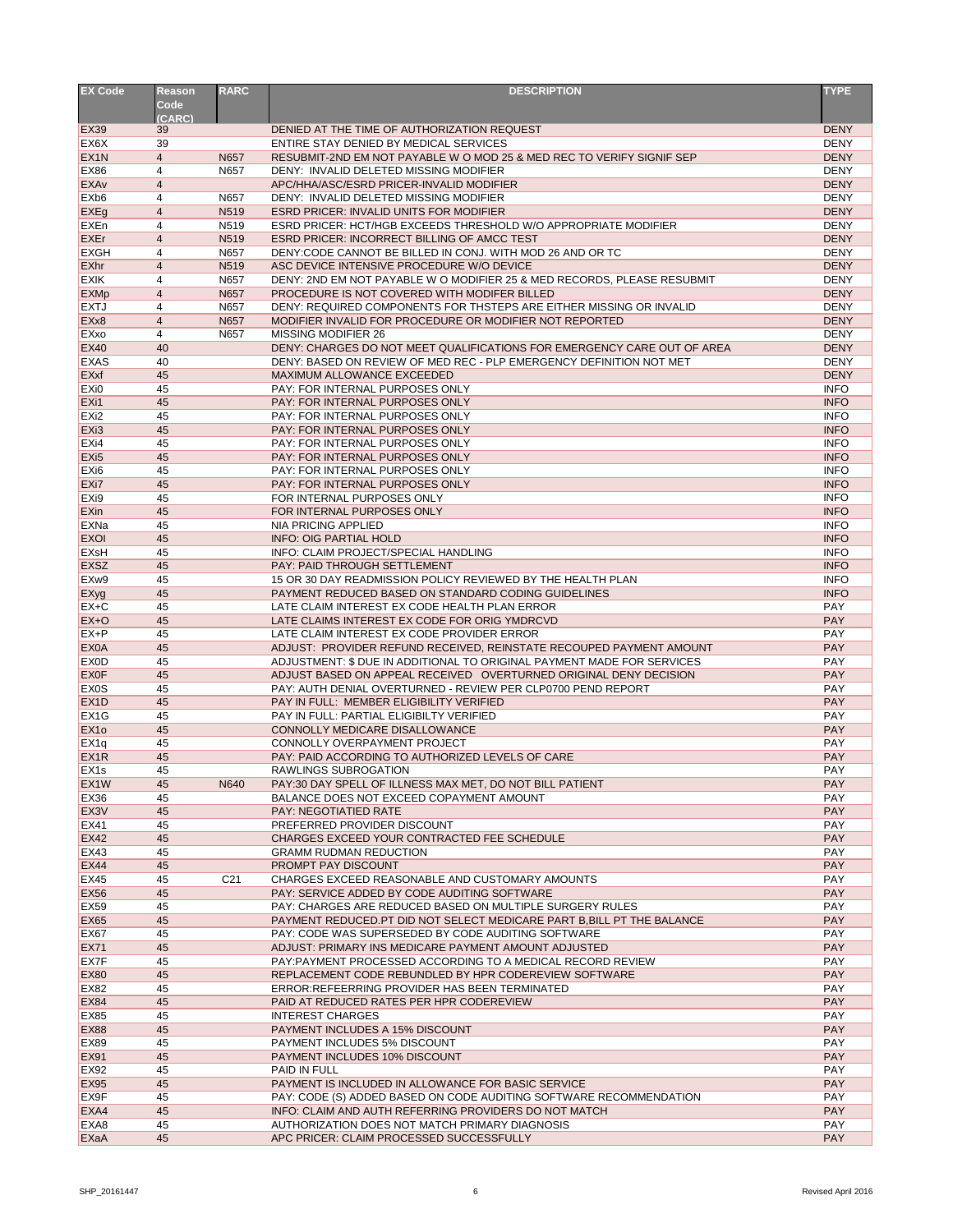| EX Code | Reason Code (CARC) | RARC | DESCRIPTION | TYPE |
|---|---|---|---|---|
| EX39 | 39 | | DENIED AT THE TIME OF AUTHORIZATION REQUEST | DENY |
| EX6X | 39 | | ENTIRE STAY DENIED BY MEDICAL SERVICES | DENY |
| EX1N | 4 | N657 | RESUBMIT-2ND EM NOT PAYABLE W O MOD 25 & MED REC TO VERIFY SIGNIF SEP | DENY |
| EX86 | 4 | N657 | DENY: INVALID DELETED MISSING MODIFIER | DENY |
| EXAv | 4 | | APC/HHA/ASC/ESRD PRICER-INVALID MODIFIER | DENY |
| EXb6 | 4 | N657 | DENY: INVALID DELETED MISSING MODIFIER | DENY |
| EXEg | 4 | N519 | ESRD PRICER: INVALID UNITS FOR MODIFIER | DENY |
| EXEn | 4 | N519 | ESRD PRICER: HCT/HGB EXCEEDS THRESHOLD W/O APPROPRIATE MODIFIER | DENY |
| EXEr | 4 | N519 | ESRD PRICER: INCORRECT BILLING OF AMCC TEST | DENY |
| EXGH | 4 | N657 | DENY:CODE CANNOT BE BILLED IN CONJ. WITH MOD 26 AND OR TC | DENY |
| EXhr | 4 | N519 | ASC DEVICE INTENSIVE PROCEDURE W/O DEVICE | DENY |
| EXIK | 4 | N657 | DENY: 2ND EM NOT PAYABLE W O MODIFIER 25 & MED RECORDS, PLEASE RESUBMIT | DENY |
| EXMp | 4 | N657 | PROCEDURE IS NOT COVERED WITH MODIFER BILLED | DENY |
| EXTJ | 4 | N657 | DENY: REQUIRED COMPONENTS FOR THSTEPS ARE EITHER MISSING OR INVALID | DENY |
| EXx8 | 4 | N657 | MODIFIER INVALID FOR PROCEDURE OR MODIFIER NOT REPORTED | DENY |
| EXxo | 4 | N657 | MISSING MODIFIER 26 | DENY |
| EX40 | 40 | | DENY: CHARGES DO NOT MEET QUALIFICATIONS FOR EMERGENCY CARE OUT OF AREA | DENY |
| EXAS | 40 | | DENY: BASED ON REVIEW OF MED REC - PLP EMERGENCY DEFINITION NOT MET | DENY |
| EXxf | 45 | | MAXIMUM ALLOWANCE EXCEEDED | DENY |
| EXi0 | 45 | | PAY: FOR INTERNAL PURPOSES ONLY | INFO |
| EXi1 | 45 | | PAY: FOR INTERNAL PURPOSES ONLY | INFO |
| EXi2 | 45 | | PAY: FOR INTERNAL PURPOSES ONLY | INFO |
| EXi3 | 45 | | PAY: FOR INTERNAL PURPOSES ONLY | INFO |
| EXi4 | 45 | | PAY: FOR INTERNAL PURPOSES ONLY | INFO |
| EXi5 | 45 | | PAY: FOR INTERNAL PURPOSES ONLY | INFO |
| EXi6 | 45 | | PAY: FOR INTERNAL PURPOSES ONLY | INFO |
| EXi7 | 45 | | PAY: FOR INTERNAL PURPOSES ONLY | INFO |
| EXi9 | 45 | | FOR INTERNAL PURPOSES ONLY | INFO |
| EXin | 45 | | FOR INTERNAL PURPOSES ONLY | INFO |
| EXNa | 45 | | NIA PRICING APPLIED | INFO |
| EXOI | 45 | | INFO: OIG PARTIAL HOLD | INFO |
| EXsH | 45 | | INFO: CLAIM PROJECT/SPECIAL HANDLING | INFO |
| EXSZ | 45 | | PAY: PAID THROUGH SETTLEMENT | INFO |
| EXw9 | 45 | | 15 OR 30 DAY READMISSION POLICY REVIEWED BY THE HEALTH PLAN | INFO |
| EXyg | 45 | | PAYMENT REDUCED BASED ON STANDARD CODING GUIDELINES | INFO |
| EX+C | 45 | | LATE CLAIM INTEREST EX CODE HEALTH PLAN ERROR | PAY |
| EX+O | 45 | | LATE CLAIMS INTEREST EX CODE FOR ORIG YMDRCVD | PAY |
| EX+P | 45 | | LATE CLAIM INTEREST EX CODE PROVIDER ERROR | PAY |
| EX0A | 45 | | ADJUST: PROVIDER REFUND RECEIVED, REINSTATE RECOUPED PAYMENT AMOUNT | PAY |
| EX0D | 45 | | ADJUSTMENT: $ DUE IN ADDITIONAL TO ORIGINAL PAYMENT MADE FOR SERVICES | PAY |
| EX0F | 45 | | ADJUST BASED ON APPEAL RECEIVED OVERTURNED ORIGINAL DENY DECISION | PAY |
| EX0S | 45 | | PAY: AUTH DENIAL OVERTURNED - REVIEW PER CLP0700 PEND REPORT | PAY |
| EX1D | 45 | | PAY IN FULL: MEMBER ELIGIBILITY VERIFIED | PAY |
| EX1G | 45 | | PAY IN FULL: PARTIAL ELIGIBILTY VERIFIED | PAY |
| EX1o | 45 | | CONNOLLY MEDICARE DISALLOWANCE | PAY |
| EX1q | 45 | | CONNOLLY OVERPAYMENT PROJECT | PAY |
| EX1R | 45 | | PAY: PAID ACCORDING TO AUTHORIZED LEVELS OF CARE | PAY |
| EX1s | 45 | | RAWLINGS SUBROGATION | PAY |
| EX1W | 45 | N640 | PAY:30 DAY SPELL OF ILLNESS MAX MET, DO NOT BILL PATIENT | PAY |
| EX36 | 45 | | BALANCE DOES NOT EXCEED COPAYMENT AMOUNT | PAY |
| EX3V | 45 | | PAY: NEGOTIATIED RATE | PAY |
| EX41 | 45 | | PREFERRED PROVIDER DISCOUNT | PAY |
| EX42 | 45 | | CHARGES EXCEED YOUR CONTRACTED FEE SCHEDULE | PAY |
| EX43 | 45 | | GRAMM RUDMAN REDUCTION | PAY |
| EX44 | 45 | | PROMPT PAY DISCOUNT | PAY |
| EX45 | 45 | C21 | CHARGES EXCEED REASONABLE AND CUSTOMARY AMOUNTS | PAY |
| EX56 | 45 | | PAY: SERVICE ADDED BY CODE AUDITING SOFTWARE | PAY |
| EX59 | 45 | | PAY: CHARGES ARE REDUCED BASED ON MULTIPLE SURGERY RULES | PAY |
| EX65 | 45 | | PAYMENT REDUCED.PT DID NOT SELECT MEDICARE PART B,BILL PT THE BALANCE | PAY |
| EX67 | 45 | | PAY: CODE WAS SUPERSEDED BY CODE AUDITING SOFTWARE | PAY |
| EX71 | 45 | | ADJUST: PRIMARY INS MEDICARE PAYMENT AMOUNT ADJUSTED | PAY |
| EX7F | 45 | | PAY:PAYMENT PROCESSED ACCORDING TO A MEDICAL RECORD REVIEW | PAY |
| EX80 | 45 | | REPLACEMENT CODE REBUNDLED BY HPR CODEREVIEW SOFTWARE | PAY |
| EX82 | 45 | | ERROR:REFEERRING PROVIDER HAS BEEN TERMINATED | PAY |
| EX84 | 45 | | PAID AT REDUCED RATES PER HPR CODEREVIEW | PAY |
| EX85 | 45 | | INTEREST CHARGES | PAY |
| EX88 | 45 | | PAYMENT INCLUDES A 15% DISCOUNT | PAY |
| EX89 | 45 | | PAYMENT INCLUDES 5% DISCOUNT | PAY |
| EX91 | 45 | | PAYMENT INCLUDES 10% DISCOUNT | PAY |
| EX92 | 45 | | PAID IN FULL | PAY |
| EX95 | 45 | | PAYMENT IS INCLUDED IN ALLOWANCE FOR BASIC SERVICE | PAY |
| EX9F | 45 | | PAY: CODE (S) ADDED BASED ON CODE AUDITING SOFTWARE RECOMMENDATION | PAY |
| EXA4 | 45 | | INFO: CLAIM AND AUTH REFERRING PROVIDERS DO NOT MATCH | PAY |
| EXA8 | 45 | | AUTHORIZATION DOES NOT MATCH PRIMARY DIAGNOSIS | PAY |
| EXaA | 45 | | APC PRICER: CLAIM PROCESSED SUCCESSFULLY | PAY |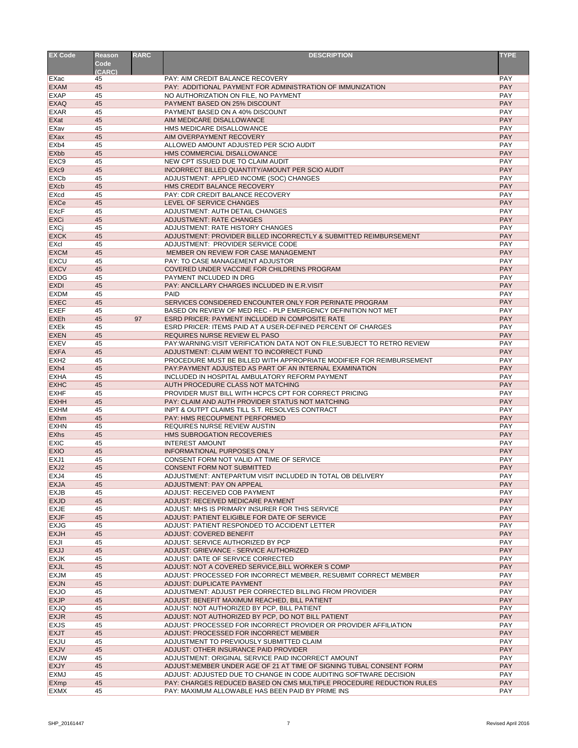| EX Code | Reason Code (CARC) | RARC | DESCRIPTION | TYPE |
|---|---|---|---|---|
| EXac | 45 | | PAY: AIM CREDIT BALANCE RECOVERY | PAY |
| EXAM | 45 | | PAY: ADDITIONAL PAYMENT FOR ADMINISTRATION OF IMMUNIZATION | PAY |
| EXAP | 45 | | NO AUTHORIZATION ON FILE, NO PAYMENT | PAY |
| EXAQ | 45 | | PAYMENT BASED ON 25% DISCOUNT | PAY |
| EXAR | 45 | | PAYMENT BASED ON A 40% DISCOUNT | PAY |
| EXat | 45 | | AIM MEDICARE DISALLOWANCE | PAY |
| EXav | 45 | | HMS MEDICARE DISALLOWANCE | PAY |
| EXax | 45 | | AIM OVERPAYMENT RECOVERY | PAY |
| EXb4 | 45 | | ALLOWED AMOUNT ADJUSTED PER SCIO AUDIT | PAY |
| EXbb | 45 | | HMS COMMERCIAL DISALLOWANCE | PAY |
| EXC9 | 45 | | NEW CPT ISSUED DUE TO CLAIM AUDIT | PAY |
| EXc9 | 45 | | INCORRECT BILLED QUANTITY/AMOUNT PER SCIO AUDIT | PAY |
| EXCb | 45 | | ADJUSTMENT: APPLIED INCOME (SOC) CHANGES | PAY |
| EXcb | 45 | | HMS CREDIT BALANCE RECOVERY | PAY |
| EXcd | 45 | | PAY: CDR CREDIT BALANCE RECOVERY | PAY |
| EXCe | 45 | | LEVEL OF SERVICE CHANGES | PAY |
| EXcF | 45 | | ADJUSTMENT: AUTH DETAIL CHANGES | PAY |
| EXCi | 45 | | ADJUSTMENT: RATE CHANGES | PAY |
| EXCj | 45 | | ADJUSTMENT: RATE HISTORY CHANGES | PAY |
| EXCK | 45 | | ADJUSTMENT: PROVIDER BILLED INCORRECTLY & SUBMITTED REIMBURSEMENT | PAY |
| EXcl | 45 | | ADJUSTMENT: PROVIDER SERVICE CODE | PAY |
| EXCM | 45 | | MEMBER ON REVIEW FOR CASE MANAGEMENT | PAY |
| EXCU | 45 | | PAY: TO CASE MANAGEMENT ADJUSTOR | PAY |
| EXCV | 45 | | COVERED UNDER VACCINE FOR CHILDRENS PROGRAM | PAY |
| EXDG | 45 | | PAYMENT INCLUDED IN DRG | PAY |
| EXDI | 45 | | PAY: ANCILLARY CHARGES INCLUDED IN E.R.VISIT | PAY |
| EXDM | 45 | | PAID | PAY |
| EXEC | 45 | | SERVICES CONSIDERED ENCOUNTER ONLY FOR PERINATE PROGRAM | PAY |
| EXEF | 45 | | BASED ON REVIEW OF MED REC - PLP EMERGENCY DEFINITION NOT MET | PAY |
| EXEh | 45 | 97 | ESRD PRICER: PAYMENT INCLUDED IN COMPOSITE RATE | PAY |
| EXEk | 45 | | ESRD PRICER: ITEMS PAID AT A USER-DEFINED PERCENT OF CHARGES | PAY |
| EXEN | 45 | | REQUIRES NURSE REVIEW EL PASO | PAY |
| EXEV | 45 | | PAY:WARNING:VISIT VERIFICATION DATA NOT ON FILE;SUBJECT TO RETRO REVIEW | PAY |
| EXFA | 45 | | ADJUSTMENT: CLAIM WENT TO INCORRECT FUND | PAY |
| EXH2 | 45 | | PROCEDURE MUST BE BILLED WITH APPROPRIATE MODIFIER FOR REIMBURSEMENT | PAY |
| EXh4 | 45 | | PAY:PAYMENT ADJUSTED AS PART OF AN INTERNAL EXAMINATION | PAY |
| EXHA | 45 | | INCLUDED IN HOSPITAL AMBULATORY REFORM PAYMENT | PAY |
| EXHC | 45 | | AUTH PROCEDURE CLASS NOT MATCHING | PAY |
| EXHF | 45 | | PROVIDER MUST BILL WITH HCPCS CPT FOR CORRECT PRICING | PAY |
| EXHH | 45 | | PAY: CLAIM AND AUTH PROVIDER STATUS NOT MATCHING | PAY |
| EXHM | 45 | | INPT & OUTPT CLAIMS TILL S.T. RESOLVES CONTRACT | PAY |
| EXhm | 45 | | PAY: HMS RECOUPMENT PERFORMED | PAY |
| EXHN | 45 | | REQUIRES NURSE REVIEW AUSTIN | PAY |
| EXhs | 45 | | HMS SUBROGATION RECOVERIES | PAY |
| EXIC | 45 | | INTEREST AMOUNT | PAY |
| EXIO | 45 | | INFORMATIONAL PURPOSES ONLY | PAY |
| EXJ1 | 45 | | CONSENT FORM NOT VALID AT TIME OF SERVICE | PAY |
| EXJ2 | 45 | | CONSENT FORM NOT SUBMITTED | PAY |
| EXJ4 | 45 | | ADJUSTMENT: ANTEPARTUM VISIT INCLUDED IN TOTAL OB DELIVERY | PAY |
| EXJA | 45 | | ADJUSTMENT: PAY ON APPEAL | PAY |
| EXJB | 45 | | ADJUST: RECEIVED COB PAYMENT | PAY |
| EXJD | 45 | | ADJUST: RECEIVED MEDICARE PAYMENT | PAY |
| EXJE | 45 | | ADJUST: MHS IS PRIMARY INSURER FOR THIS SERVICE | PAY |
| EXJF | 45 | | ADJUST: PATIENT ELIGIBLE FOR DATE OF SERVICE | PAY |
| EXJG | 45 | | ADJUST: PATIENT RESPONDED TO ACCIDENT LETTER | PAY |
| EXJH | 45 | | ADJUST: COVERED BENEFIT | PAY |
| EXJI | 45 | | ADJUST: SERVICE AUTHORIZED BY PCP | PAY |
| EXJJ | 45 | | ADJUST: GRIEVANCE - SERVICE AUTHORIZED | PAY |
| EXJK | 45 | | ADJUST: DATE OF SERVICE CORRECTED | PAY |
| EXJL | 45 | | ADJUST: NOT A COVERED SERVICE,BILL WORKER S COMP | PAY |
| EXJM | 45 | | ADJUST: PROCESSED FOR INCORRECT MEMBER, RESUBMIT CORRECT MEMBER | PAY |
| EXJN | 45 | | ADJUST: DUPLICATE PAYMENT | PAY |
| EXJO | 45 | | ADJUSTMENT: ADJUST PER CORRECTED BILLING FROM PROVIDER | PAY |
| EXJP | 45 | | ADJUST: BENEFIT MAXIMUM REACHED, BILL PATIENT | PAY |
| EXJQ | 45 | | ADJUST: NOT AUTHORIZED BY PCP, BILL PATIENT | PAY |
| EXJR | 45 | | ADJUST: NOT AUTHORIZED BY PCP, DO NOT BILL PATIENT | PAY |
| EXJS | 45 | | ADJUST: PROCESSED FOR INCORRECT PROVIDER OR PROVIDER AFFILIATION | PAY |
| EXJT | 45 | | ADJUST: PROCESSED FOR INCORRECT MEMBER | PAY |
| EXJU | 45 | | ADJUSTMENT TO PREVIOUSLY SUBMITTED CLAIM | PAY |
| EXJV | 45 | | ADJUST: OTHER INSURANCE PAID PROVIDER | PAY |
| EXJW | 45 | | ADJUSTMENT: ORIGINAL SERVICE PAID INCORRECT AMOUNT | PAY |
| EXJY | 45 | | ADJUST:MEMBER UNDER AGE OF 21 AT TIME OF SIGNING TUBAL CONSENT FORM | PAY |
| EXMJ | 45 | | ADJUST: ADJUSTED DUE TO CHANGE IN CODE AUDITING SOFTWARE DECISION | PAY |
| EXmp | 45 | | PAY: CHARGES REDUCED BASED ON CMS MULTIPLE PROCEDURE REDUCTION RULES | PAY |
| EXMX | 45 | | PAY: MAXIMUM ALLOWABLE HAS BEEN PAID BY PRIME INS | PAY |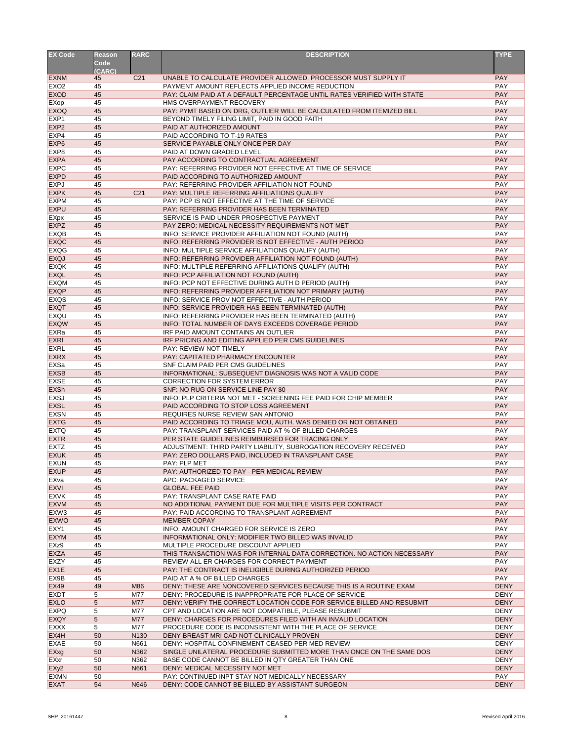| EX Code | Reason Code (CARC) | RARC | DESCRIPTION | TYPE |
|---|---|---|---|---|
| EXNM | 45 | C21 | UNABLE TO CALCULATE PROVIDER ALLOWED. PROCESSOR MUST SUPPLY IT | PAY |
| EXO2 | 45 | | PAYMENT AMOUNT REFLECTS APPLIED INCOME REDUCTION | PAY |
| EXOD | 45 | | PAY: CLAIM PAID AT A DEFAULT PERCENTAGE UNTIL RATES VERIFIED WITH STATE | PAY |
| EXop | 45 | | HMS OVERPAYMENT RECOVERY | PAY |
| EXOQ | 45 | | PAY: PYMT BASED ON DRG, OUTLIER WILL BE CALCULATED FROM ITEMIZED BILL | PAY |
| EXP1 | 45 | | BEYOND TIMELY FILING LIMIT, PAID IN GOOD FAITH | PAY |
| EXP2 | 45 | | PAID AT AUTHORIZED AMOUNT | PAY |
| EXP4 | 45 | | PAID ACCORDING TO T-19 RATES | PAY |
| EXP6 | 45 | | SERVICE PAYABLE ONLY ONCE PER DAY | PAY |
| EXP8 | 45 | | PAID AT DOWN GRADED LEVEL | PAY |
| EXPA | 45 | | PAY ACCORDING TO CONTRACTUAL AGREEMENT | PAY |
| EXPC | 45 | | PAY: REFERRING PROVIDER NOT EFFECTIVE AT TIME OF SERVICE | PAY |
| EXPD | 45 | | PAID ACCORDING TO AUTHORIZED AMOUNT | PAY |
| EXPJ | 45 | | PAY: REFERRING PROVIDER AFFILIATION NOT FOUND | PAY |
| EXPK | 45 | C21 | PAY: MULTIPLE REFERRING AFFILIATIONS QUALIFY | PAY |
| EXPM | 45 | | PAY: PCP IS NOT EFFECTIVE AT THE TIME OF SERVICE | PAY |
| EXPU | 45 | | PAY: REFERRING PROVIDER HAS BEEN TERMINATED | PAY |
| EXpx | 45 | | SERVICE IS PAID UNDER PROSPECTIVE PAYMENT | PAY |
| EXPZ | 45 | | PAY ZERO: MEDICAL NECESSITY REQUIREMENTS NOT MET | PAY |
| EXQB | 45 | | INFO: SERVICE PROVIDER AFFILIATION NOT FOUND (AUTH) | PAY |
| EXQC | 45 | | INFO: REFERRING PROVIDER IS NOT EFFECTIVE - AUTH PERIOD | PAY |
| EXQG | 45 | | INFO: MULTIPLE SERVICE AFFILIATIONS QUALIFY (AUTH) | PAY |
| EXQJ | 45 | | INFO: REFERRING PROVIDER AFFILIATION NOT FOUND (AUTH) | PAY |
| EXQK | 45 | | INFO: MULTIPLE REFERRING AFFILIATIONS QUALIFY (AUTH) | PAY |
| EXQL | 45 | | INFO: PCP AFFILIATION NOT FOUND (AUTH) | PAY |
| EXQM | 45 | | INFO: PCP NOT EFFECTIVE DURING AUTH D PERIOD (AUTH) | PAY |
| EXQP | 45 | | INFO: REFERRING PROVIDER AFFILIATION NOT PRIMARY (AUTH) | PAY |
| EXQS | 45 | | INFO: SERVICE PROV NOT EFFECTIVE - AUTH PERIOD | PAY |
| EXQT | 45 | | INFO: SERVICE PROVIDER HAS BEEN TERMINATED (AUTH) | PAY |
| EXQU | 45 | | INFO: REFERRING PROVIDER HAS BEEN TERMINATED (AUTH) | PAY |
| EXQW | 45 | | INFO: TOTAL NUMBER OF DAYS EXCEEDS COVERAGE PERIOD | PAY |
| EXRa | 45 | | IRF PAID AMOUNT CONTAINS AN OUTLIER | PAY |
| EXRf | 45 | | IRF PRICING AND EDITING APPLIED PER CMS GUIDELINES | PAY |
| EXRL | 45 | | PAY: REVIEW NOT TIMELY | PAY |
| EXRX | 45 | | PAY: CAPITATED PHARMACY ENCOUNTER | PAY |
| EXSa | 45 | | SNF CLAIM PAID PER CMS GUIDELINES | PAY |
| EXSB | 45 | | INFORMATIONAL: SUBSEQUENT DIAGNOSIS WAS NOT A VALID CODE | PAY |
| EXSE | 45 | | CORRECTION FOR SYSTEM ERROR | PAY |
| EXSh | 45 | | SNF: NO RUG ON SERVICE LINE PAY $0 | PAY |
| EXSJ | 45 | | INFO: PLP CRITERIA NOT MET - SCREENING FEE PAID FOR CHIP MEMBER | PAY |
| EXSL | 45 | | PAID ACCORDING TO STOP LOSS AGREEMENT | PAY |
| EXSN | 45 | | REQUIRES NURSE REVIEW SAN ANTONIO | PAY |
| EXTG | 45 | | PAID ACCORDING TO TRIAGE MOU, AUTH. WAS DENIED OR NOT OBTAINED | PAY |
| EXTQ | 45 | | PAY: TRANSPLANT SERVICES PAID AT % OF BILLED CHARGES | PAY |
| EXTR | 45 | | PER STATE GUIDELINES REIMBURSED FOR TRACING ONLY | PAY |
| EXTZ | 45 | | ADJUSTMENT: THIRD PARTY LIABILITY, SUBROGATION RECOVERY RECEIVED | PAY |
| EXUK | 45 | | PAY: ZERO DOLLARS PAID, INCLUDED IN TRANSPLANT CASE | PAY |
| EXUN | 45 | | PAY: PLP MET | PAY |
| EXUP | 45 | | PAY: AUTHORIZED TO PAY - PER MEDICAL REVIEW | PAY |
| EXva | 45 | | APC: PACKAGED SERVICE | PAY |
| EXVI | 45 | | GLOBAL FEE PAID | PAY |
| EXVK | 45 | | PAY: TRANSPLANT CASE RATE PAID | PAY |
| EXVM | 45 | | NO ADDITIONAL PAYMENT DUE FOR MULTIPLE VISITS PER CONTRACT | PAY |
| EXW3 | 45 | | PAY: PAID ACCORDING TO TRANSPLANT AGREEMENT | PAY |
| EXWO | 45 | | MEMBER COPAY | PAY |
| EXY1 | 45 | | INFO: AMOUNT CHARGED FOR SERVICE IS ZERO | PAY |
| EXYM | 45 | | INFORMATIONAL ONLY: MODIFIER TWO BILLED WAS INVALID | PAY |
| EXz9 | 45 | | MULTIPLE PROCEDURE DISCOUNT APPLIED | PAY |
| EXZA | 45 | | THIS TRANSACTION WAS FOR INTERNAL DATA CORRECTION. NO ACTION NECESSARY | PAY |
| EXZY | 45 | | REVIEW ALL ER CHARGES FOR CORRECT PAYMENT | PAY |
| EX1E | 45 | | PAY: THE CONTRACT IS INELIGIBLE DURING AUTHORIZED PERIOD | PAY |
| EX9B | 45 | | PAID AT A % OF BILLED CHARGES | PAY |
| EX49 | 49 | M86 | DENY: THESE ARE NONCOVERED SERVICES BECAUSE THIS IS A ROUTINE EXAM | DENY |
| EXDT | 5 | M77 | DENY: PROCEDURE IS INAPPROPRIATE FOR PLACE OF SERVICE | DENY |
| EXLO | 5 | M77 | DENY: VERIFY THE CORRECT LOCATION CODE FOR SERVICE BILLED AND RESUBMIT | DENY |
| EXPQ | 5 | M77 | CPT AND LOCATION ARE NOT COMPATIBLE, PLEASE RESUBMIT | DENY |
| EXQY | 5 | M77 | DENY: CHARGES FOR PROCEDURES FILED WITH AN INVALID LOCATION | DENY |
| EXXX | 5 | M77 | PROCEDURE CODE IS INCONSISTENT WITH THE PLACE OF SERVICE | DENY |
| EX4H | 50 | N130 | DENY-BREAST MRI CAD NOT CLINICALLY PROVEN | DENY |
| EXAE | 50 | N661 | DENY: HOSPITAL CONFINEMENT CEASED PER MED REVIEW | DENY |
| EXxg | 50 | N362 | SINGLE UNILATERAL PROCEDURE SUBMITTED MORE THAN ONCE ON THE SAME DOS | DENY |
| EXxr | 50 | N362 | BASE CODE CANNOT BE BILLED IN QTY GREATER THAN ONE | DENY |
| EXy2 | 50 | N661 | DENY: MEDICAL NECESSITY NOT MET | DENY |
| EXMN | 50 | | PAY: CONTINUED INPT STAY NOT MEDICALLY NECESSARY | PAY |
| EXAT | 54 | N646 | DENY: CODE CANNOT BE BILLED BY ASSISTANT SURGEON | DENY |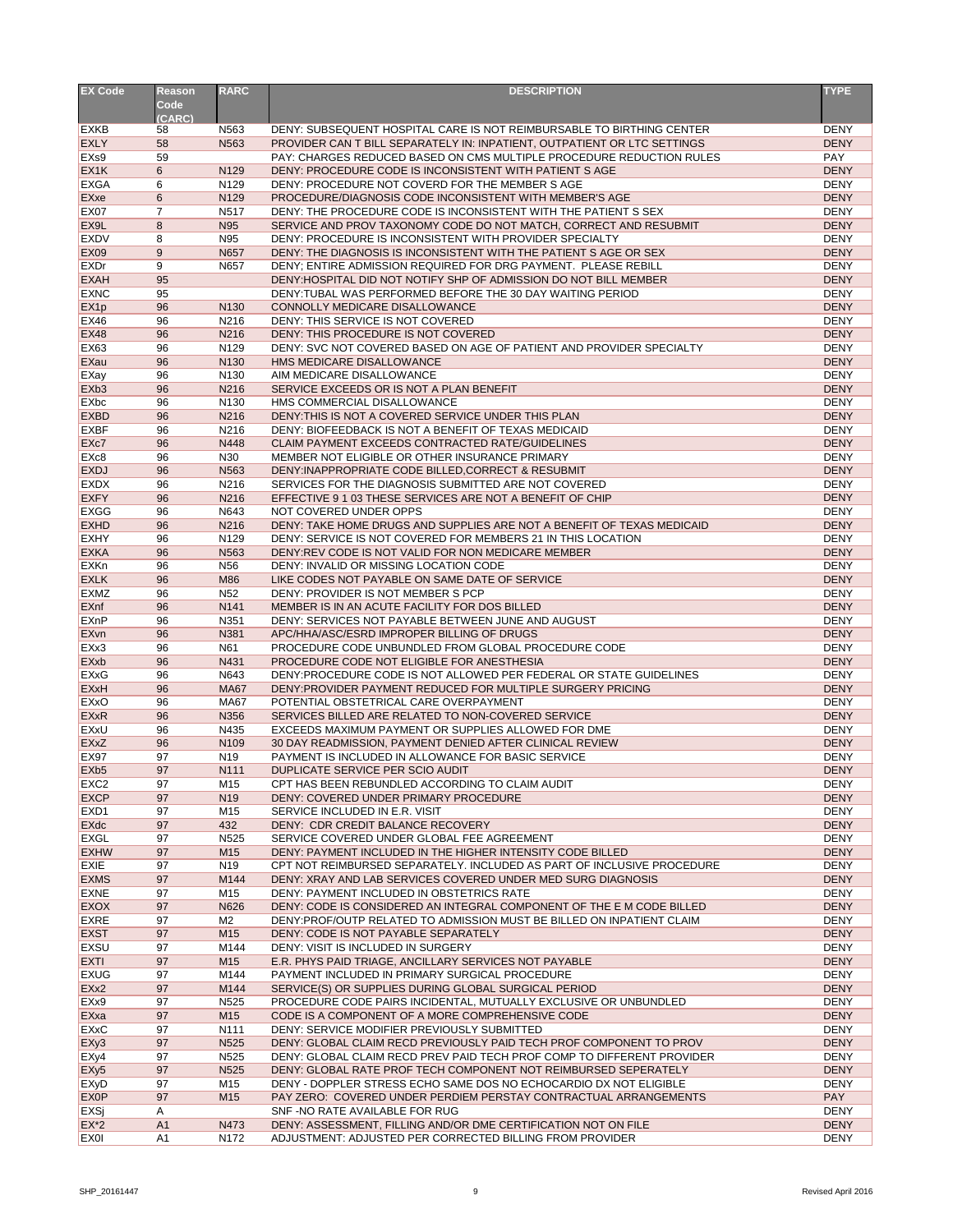| EX Code | Reason Code (CARC) | RARC | DESCRIPTION | TYPE |
|---|---|---|---|---|
| EXKB | 58 | N563 | DENY: SUBSEQUENT HOSPITAL CARE IS NOT REIMBURSABLE TO BIRTHING CENTER | DENY |
| EXLY | 58 | N563 | PROVIDER CAN T BILL SEPARATELY IN: INPATIENT, OUTPATIENT OR LTC SETTINGS | DENY |
| EXs9 | 59 | | PAY: CHARGES REDUCED BASED ON CMS MULTIPLE PROCEDURE REDUCTION RULES | PAY |
| EX1K | 6 | N129 | DENY: PROCEDURE CODE IS INCONSISTENT WITH PATIENT S AGE | DENY |
| EXGA | 6 | N129 | DENY: PROCEDURE NOT COVERD FOR THE MEMBER S AGE | DENY |
| EXxe | 6 | N129 | PROCEDURE/DIAGNOSIS CODE INCONSISTENT WITH MEMBER'S AGE | DENY |
| EX07 | 7 | N517 | DENY: THE PROCEDURE CODE IS INCONSISTENT WITH THE PATIENT S SEX | DENY |
| EX9L | 8 | N95 | SERVICE AND PROV TAXONOMY CODE DO NOT MATCH, CORRECT AND RESUBMIT | DENY |
| EXDV | 8 | N95 | DENY: PROCEDURE IS INCONSISTENT WITH PROVIDER SPECIALTY | DENY |
| EX09 | 9 | N657 | DENY: THE DIAGNOSIS IS INCONSISTENT WITH THE PATIENT S AGE OR SEX | DENY |
| EXDr | 9 | N657 | DENY; ENTIRE ADMISSION REQUIRED FOR DRG PAYMENT. PLEASE REBILL | DENY |
| EXAH | 95 | | DENY:HOSPITAL DID NOT NOTIFY SHP OF ADMISSION DO NOT BILL MEMBER | DENY |
| EXNC | 95 | | DENY:TUBAL WAS PERFORMED BEFORE THE 30 DAY WAITING PERIOD | DENY |
| EX1p | 96 | N130 | CONNOLLY MEDICARE DISALLOWANCE | DENY |
| EX46 | 96 | N216 | DENY: THIS SERVICE IS NOT COVERED | DENY |
| EX48 | 96 | N216 | DENY: THIS PROCEDURE IS NOT COVERED | DENY |
| EX63 | 96 | N129 | DENY: SVC NOT COVERED BASED ON AGE OF PATIENT AND PROVIDER SPECIALTY | DENY |
| EXau | 96 | N130 | HMS MEDICARE DISALLOWANCE | DENY |
| EXay | 96 | N130 | AIM MEDICARE DISALLOWANCE | DENY |
| EXb3 | 96 | N216 | SERVICE EXCEEDS OR IS NOT A PLAN BENEFIT | DENY |
| EXbc | 96 | N130 | HMS COMMERCIAL DISALLOWANCE | DENY |
| EXBD | 96 | N216 | DENY:THIS IS NOT A COVERED SERVICE UNDER THIS PLAN | DENY |
| EXBF | 96 | N216 | DENY: BIOFEEDBACK IS NOT A BENEFIT OF TEXAS MEDICAID | DENY |
| EXc7 | 96 | N448 | CLAIM PAYMENT EXCEEDS CONTRACTED RATE/GUIDELINES | DENY |
| EXc8 | 96 | N30 | MEMBER NOT ELIGIBLE OR OTHER INSURANCE PRIMARY | DENY |
| EXDJ | 96 | N563 | DENY:INAPPROPRIATE CODE BILLED,CORRECT & RESUBMIT | DENY |
| EXDX | 96 | N216 | SERVICES FOR THE DIAGNOSIS SUBMITTED ARE NOT COVERED | DENY |
| EXFY | 96 | N216 | EFFECTIVE 9 1 03 THESE SERVICES ARE NOT A BENEFIT OF CHIP | DENY |
| EXGG | 96 | N643 | NOT COVERED UNDER OPPS | DENY |
| EXHD | 96 | N216 | DENY: TAKE HOME DRUGS AND SUPPLIES ARE NOT A BENEFIT OF TEXAS MEDICAID | DENY |
| EXHY | 96 | N129 | DENY: SERVICE IS NOT COVERED FOR MEMBERS 21 IN THIS LOCATION | DENY |
| EXKA | 96 | N563 | DENY:REV CODE IS NOT VALID FOR NON MEDICARE MEMBER | DENY |
| EXKn | 96 | N56 | DENY: INVALID OR MISSING LOCATION CODE | DENY |
| EXLK | 96 | M86 | LIKE CODES NOT PAYABLE ON SAME DATE OF SERVICE | DENY |
| EXMZ | 96 | N52 | DENY: PROVIDER IS NOT MEMBER S PCP | DENY |
| EXnf | 96 | N141 | MEMBER IS IN AN ACUTE FACILITY FOR DOS BILLED | DENY |
| EXnP | 96 | N351 | DENY: SERVICES NOT PAYABLE BETWEEN JUNE AND AUGUST | DENY |
| EXvn | 96 | N381 | APC/HHA/ASC/ESRD IMPROPER BILLING OF DRUGS | DENY |
| EXx3 | 96 | N61 | PROCEDURE CODE UNBUNDLED FROM GLOBAL PROCEDURE CODE | DENY |
| EXxb | 96 | N431 | PROCEDURE CODE NOT ELIGIBLE FOR ANESTHESIA | DENY |
| EXxG | 96 | N643 | DENY:PROCEDURE CODE IS NOT ALLOWED PER FEDERAL OR STATE GUIDELINES | DENY |
| EXxH | 96 | MA67 | DENY:PROVIDER PAYMENT REDUCED FOR MULTIPLE SURGERY PRICING | DENY |
| EXxO | 96 | MA67 | POTENTIAL OBSTETRICAL CARE OVERPAYMENT | DENY |
| EXxR | 96 | N356 | SERVICES BILLED ARE RELATED TO NON-COVERED SERVICE | DENY |
| EXxU | 96 | N435 | EXCEEDS MAXIMUM PAYMENT OR SUPPLIES ALLOWED FOR DME | DENY |
| EXxZ | 96 | N109 | 30 DAY READMISSION, PAYMENT DENIED AFTER CLINICAL REVIEW | DENY |
| EX97 | 97 | N19 | PAYMENT IS INCLUDED IN ALLOWANCE FOR BASIC SERVICE | DENY |
| EXb5 | 97 | N111 | DUPLICATE SERVICE PER SCIO AUDIT | DENY |
| EXC2 | 97 | M15 | CPT HAS BEEN REBUNDLED ACCORDING TO CLAIM AUDIT | DENY |
| EXCP | 97 | N19 | DENY: COVERED UNDER PRIMARY PROCEDURE | DENY |
| EXD1 | 97 | M15 | SERVICE INCLUDED IN E.R. VISIT | DENY |
| EXdc | 97 | 432 | DENY: CDR CREDIT BALANCE RECOVERY | DENY |
| EXGL | 97 | N525 | SERVICE COVERED UNDER GLOBAL FEE AGREEMENT | DENY |
| EXHW | 97 | M15 | DENY: PAYMENT INCLUDED IN THE HIGHER INTENSITY CODE BILLED | DENY |
| EXIE | 97 | N19 | CPT NOT REIMBURSED SEPARATELY. INCLUDED AS PART OF INCLUSIVE PROCEDURE | DENY |
| EXMS | 97 | M144 | DENY: XRAY AND LAB SERVICES COVERED UNDER MED SURG DIAGNOSIS | DENY |
| EXNE | 97 | M15 | DENY: PAYMENT INCLUDED IN OBSTETRICS RATE | DENY |
| EXOX | 97 | N626 | DENY: CODE IS CONSIDERED AN INTEGRAL COMPONENT OF THE E M CODE BILLED | DENY |
| EXRE | 97 | M2 | DENY:PROF/OUTP RELATED TO ADMISSION MUST BE BILLED ON INPATIENT CLAIM | DENY |
| EXST | 97 | M15 | DENY: CODE IS NOT PAYABLE SEPARATELY | DENY |
| EXSU | 97 | M144 | DENY: VISIT IS INCLUDED IN SURGERY | DENY |
| EXTI | 97 | M15 | E.R. PHYS PAID TRIAGE, ANCILLARY SERVICES NOT PAYABLE | DENY |
| EXUG | 97 | M144 | PAYMENT INCLUDED IN PRIMARY SURGICAL PROCEDURE | DENY |
| EXx2 | 97 | M144 | SERVICE(S) OR SUPPLIES DURING GLOBAL SURGICAL PERIOD | DENY |
| EXx9 | 97 | N525 | PROCEDURE CODE PAIRS INCIDENTAL, MUTUALLY EXCLUSIVE OR UNBUNDLED | DENY |
| EXxa | 97 | M15 | CODE IS A COMPONENT OF A MORE COMPREHENSIVE CODE | DENY |
| EXxC | 97 | N111 | DENY: SERVICE MODIFIER PREVIOUSLY SUBMITTED | DENY |
| EXy3 | 97 | N525 | DENY: GLOBAL CLAIM RECD PREVIOUSLY PAID TECH PROF COMPONENT TO PROV | DENY |
| EXy4 | 97 | N525 | DENY: GLOBAL CLAIM RECD PREV PAID TECH PROF COMP TO DIFFERENT PROVIDER | DENY |
| EXy5 | 97 | N525 | DENY: GLOBAL RATE PROF TECH COMPONENT NOT REIMBURSED SEPERATELY | DENY |
| EXyD | 97 | M15 | DENY - DOPPLER STRESS ECHO SAME DOS NO ECHOCARDIO DX NOT ELIGIBLE | DENY |
| EX0P | 97 | M15 | PAY ZERO: COVERED UNDER PERDIEM PERSTAY CONTRACTUAL ARRANGEMENTS | PAY |
| EXSj | A | | SNF -NO RATE AVAILABLE FOR RUG | DENY |
| EX*2 | A1 | N473 | DENY: ASSESSMENT, FILLING AND/OR DME CERTIFICATION NOT ON FILE | DENY |
| EX0I | A1 | N172 | ADJUSTMENT: ADJUSTED PER CORRECTED BILLING FROM PROVIDER | DENY |

SHP_20161447 Revised April 2016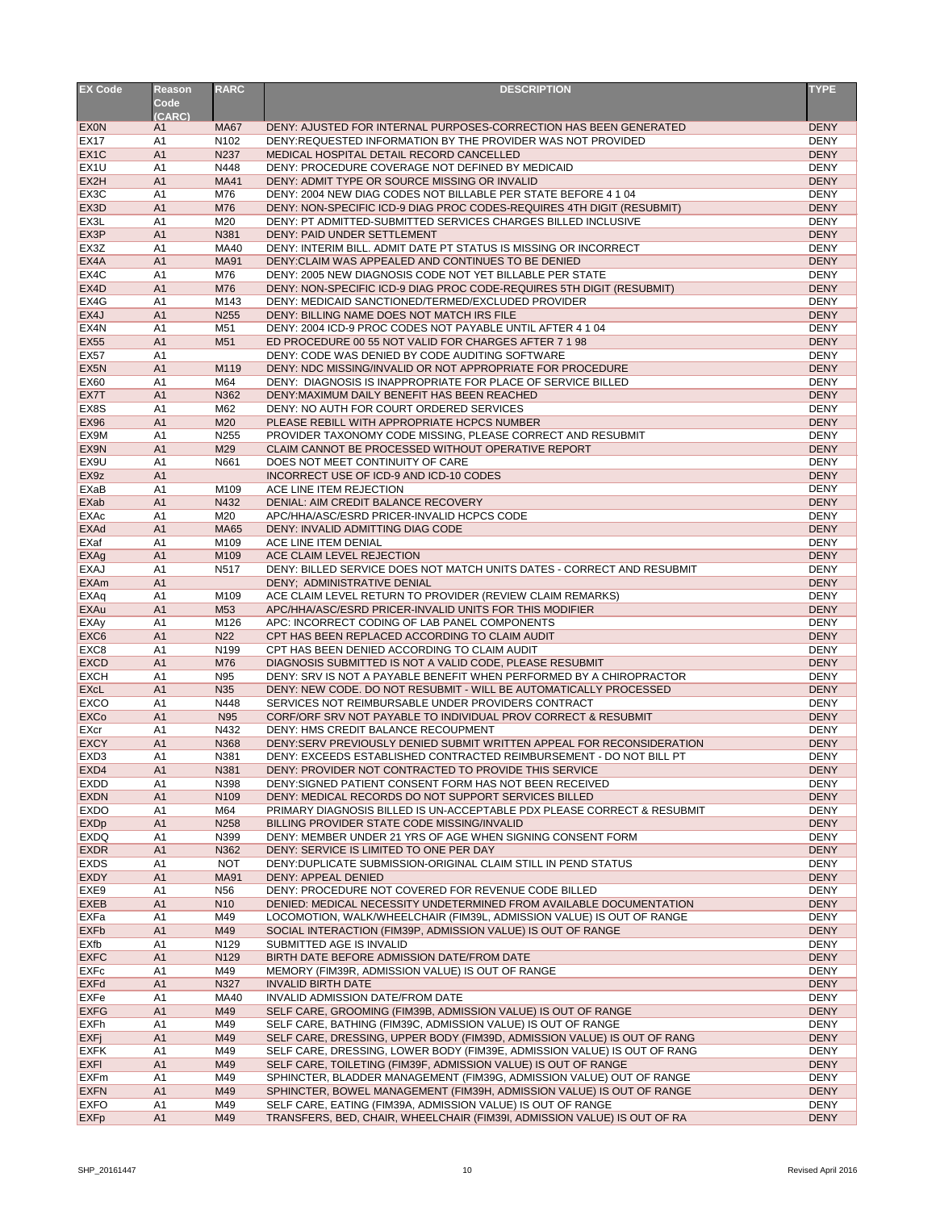| EX Code | Reason Code (CARC) | RARC | DESCRIPTION | TYPE |
|---|---|---|---|---|
| EX0N | A1 | MA67 | DENY: AJUSTED FOR INTERNAL PURPOSES-CORRECTION HAS BEEN GENERATED | DENY |
| EX17 | A1 | N102 | DENY:REQUESTED INFORMATION BY THE PROVIDER WAS NOT PROVIDED | DENY |
| EX1C | A1 | N237 | MEDICAL HOSPITAL DETAIL RECORD CANCELLED | DENY |
| EX1U | A1 | N448 | DENY: PROCEDURE COVERAGE NOT DEFINED BY MEDICAID | DENY |
| EX2H | A1 | MA41 | DENY: ADMIT TYPE OR SOURCE MISSING OR INVALID | DENY |
| EX3C | A1 | M76 | DENY: 2004 NEW DIAG CODES NOT BILLABLE PER STATE BEFORE 4 1 04 | DENY |
| EX3D | A1 | M76 | DENY: NON-SPECIFIC ICD-9 DIAG PROC CODES-REQUIRES 4TH DIGIT (RESUBMIT) | DENY |
| EX3L | A1 | M20 | DENY: PT ADMITTED-SUBMITTED SERVICES CHARGES BILLED INCLUSIVE | DENY |
| EX3P | A1 | N381 | DENY: PAID UNDER SETTLEMENT | DENY |
| EX3Z | A1 | MA40 | DENY: INTERIM BILL. ADMIT DATE PT STATUS IS MISSING OR INCORRECT | DENY |
| EX4A | A1 | MA91 | DENY:CLAIM WAS APPEALED AND CONTINUES TO BE DENIED | DENY |
| EX4C | A1 | M76 | DENY: 2005 NEW DIAGNOSIS CODE NOT YET BILLABLE PER STATE | DENY |
| EX4D | A1 | M76 | DENY: NON-SPECIFIC ICD-9 DIAG PROC CODE-REQUIRES 5TH DIGIT (RESUBMIT) | DENY |
| EX4G | A1 | M143 | DENY: MEDICAID SANCTIONED/TERMED/EXCLUDED PROVIDER | DENY |
| EX4J | A1 | N255 | DENY: BILLING NAME DOES NOT MATCH IRS FILE | DENY |
| EX4N | A1 | M51 | DENY: 2004 ICD-9 PROC CODES NOT PAYABLE UNTIL AFTER 4 1 04 | DENY |
| EX55 | A1 | M51 | ED PROCEDURE 00 55 NOT VALID FOR CHARGES AFTER 7 1 98 | DENY |
| EX57 | A1 | | DENY: CODE WAS DENIED BY CODE AUDITING SOFTWARE | DENY |
| EX5N | A1 | M119 | DENY: NDC MISSING/INVALID OR NOT APPROPRIATE FOR PROCEDURE | DENY |
| EX60 | A1 | M64 | DENY: DIAGNOSIS IS INAPPROPRIATE FOR PLACE OF SERVICE BILLED | DENY |
| EX7T | A1 | N362 | DENY:MAXIMUM DAILY BENEFIT HAS BEEN REACHED | DENY |
| EX8S | A1 | M62 | DENY: NO AUTH FOR COURT ORDERED SERVICES | DENY |
| EX96 | A1 | M20 | PLEASE REBILL WITH APPROPRIATE HCPCS NUMBER | DENY |
| EX9M | A1 | N255 | PROVIDER TAXONOMY CODE MISSING, PLEASE CORRECT AND RESUBMIT | DENY |
| EX9N | A1 | M29 | CLAIM CANNOT BE PROCESSED WITHOUT OPERATIVE REPORT | DENY |
| EX9U | A1 | N661 | DOES NOT MEET CONTINUITY OF CARE | DENY |
| EX9z | A1 | | INCORRECT USE OF ICD-9 AND ICD-10 CODES | DENY |
| EXaB | A1 | M109 | ACE LINE ITEM REJECTION | DENY |
| EXab | A1 | N432 | DENIAL: AIM CREDIT BALANCE RECOVERY | DENY |
| EXAc | A1 | M20 | APC/HHA/ASC/ESRD PRICER-INVALID HCPCS CODE | DENY |
| EXAd | A1 | MA65 | DENY: INVALID ADMITTING DIAG CODE | DENY |
| EXaf | A1 | M109 | ACE LINE ITEM DENIAL | DENY |
| EXAg | A1 | M109 | ACE CLAIM LEVEL REJECTION | DENY |
| EXAJ | A1 | N517 | DENY: BILLED SERVICE DOES NOT MATCH UNITS DATES - CORRECT AND RESUBMIT | DENY |
| EXAm | A1 | | DENY; ADMINISTRATIVE DENIAL | DENY |
| EXAq | A1 | M109 | ACE CLAIM LEVEL RETURN TO PROVIDER (REVIEW CLAIM REMARKS) | DENY |
| EXAu | A1 | M53 | APC/HHA/ASC/ESRD PRICER-INVALID UNITS FOR THIS MODIFIER | DENY |
| EXAy | A1 | M126 | APC: INCORRECT CODING OF LAB PANEL COMPONENTS | DENY |
| EXC6 | A1 | N22 | CPT HAS BEEN REPLACED ACCORDING TO CLAIM AUDIT | DENY |
| EXC8 | A1 | N199 | CPT HAS BEEN DENIED ACCORDING TO CLAIM AUDIT | DENY |
| EXCD | A1 | M76 | DIAGNOSIS SUBMITTED IS NOT A VALID CODE, PLEASE RESUBMIT | DENY |
| EXCH | A1 | N95 | DENY: SRV IS NOT A PAYABLE BENEFIT WHEN PERFORMED BY A CHIROPRACTOR | DENY |
| EXcL | A1 | N35 | DENY: NEW CODE. DO NOT RESUBMIT - WILL BE AUTOMATICALLY PROCESSED | DENY |
| EXCO | A1 | N448 | SERVICES NOT REIMBURSABLE UNDER PROVIDERS CONTRACT | DENY |
| EXCo | A1 | N95 | CORF/ORF SRV NOT PAYABLE TO INDIVIDUAL PROV CORRECT & RESUBMIT | DENY |
| EXcr | A1 | N432 | DENY: HMS CREDIT BALANCE RECOUPMENT | DENY |
| EXCY | A1 | N368 | DENY:SERV PREVIOUSLY DENIED SUBMIT WRITTEN APPEAL FOR RECONSIDERATION | DENY |
| EXD3 | A1 | N381 | DENY: EXCEEDS ESTABLISHED CONTRACTED REIMBURSEMENT - DO NOT BILL PT | DENY |
| EXD4 | A1 | N381 | DENY: PROVIDER NOT CONTRACTED TO PROVIDE THIS SERVICE | DENY |
| EXDD | A1 | N398 | DENY:SIGNED PATIENT CONSENT FORM HAS NOT BEEN RECEIVED | DENY |
| EXDN | A1 | N109 | DENY: MEDICAL RECORDS DO NOT SUPPORT SERVICES BILLED | DENY |
| EXDO | A1 | M64 | PRIMARY DIAGNOSIS BILLED IS UN-ACCEPTABLE PDX PLEASE CORRECT & RESUBMIT | DENY |
| EXDp | A1 | N258 | BILLING PROVIDER STATE CODE MISSING/INVALID | DENY |
| EXDQ | A1 | N399 | DENY: MEMBER UNDER 21 YRS OF AGE WHEN SIGNING CONSENT FORM | DENY |
| EXDR | A1 | N362 | DENY: SERVICE IS LIMITED TO ONE PER DAY | DENY |
| EXDS | A1 | NOT | DENY:DUPLICATE SUBMISSION-ORIGINAL CLAIM STILL IN PEND STATUS | DENY |
| EXDY | A1 | MA91 | DENY: APPEAL DENIED | DENY |
| EXE9 | A1 | N56 | DENY: PROCEDURE NOT COVERED FOR REVENUE CODE BILLED | DENY |
| EXEB | A1 | N10 | DENIED: MEDICAL NECESSITY UNDETERMINED FROM AVAILABLE DOCUMENTATION | DENY |
| EXFa | A1 | M49 | LOCOMOTION, WALK/WHEELCHAIR (FIM39L, ADMISSION VALUE) IS OUT OF RANGE | DENY |
| EXFb | A1 | M49 | SOCIAL INTERACTION (FIM39P, ADMISSION VALUE) IS OUT OF RANGE | DENY |
| EXfb | A1 | N129 | SUBMITTED AGE IS INVALID | DENY |
| EXFC | A1 | N129 | BIRTH DATE BEFORE ADMISSION DATE/FROM DATE | DENY |
| EXFc | A1 | M49 | MEMORY (FIM39R, ADMISSION VALUE) IS OUT OF RANGE | DENY |
| EXFd | A1 | N327 | INVALID BIRTH DATE | DENY |
| EXFe | A1 | MA40 | INVALID ADMISSION DATE/FROM DATE | DENY |
| EXFG | A1 | M49 | SELF CARE, GROOMING (FIM39B, ADMISSION VALUE) IS OUT OF RANGE | DENY |
| EXFh | A1 | M49 | SELF CARE, BATHING (FIM39C, ADMISSION VALUE) IS OUT OF RANGE | DENY |
| EXFj | A1 | M49 | SELF CARE, DRESSING, UPPER BODY (FIM39D, ADMISSION VALUE) IS OUT OF RANG | DENY |
| EXFK | A1 | M49 | SELF CARE, DRESSING, LOWER BODY (FIM39E, ADMISSION VALUE) IS OUT OF RANG | DENY |
| EXFl | A1 | M49 | SELF CARE, TOILETING (FIM39F, ADMISSION VALUE) IS OUT OF RANGE | DENY |
| EXFm | A1 | M49 | SPHINCTER, BLADDER MANAGEMENT (FIM39G, ADMISSION VALUE) OUT OF RANGE | DENY |
| EXFN | A1 | M49 | SPHINCTER, BOWEL MANAGEMENT (FIM39H, ADMISSION VALUE) IS OUT OF RANGE | DENY |
| EXFO | A1 | M49 | SELF CARE, EATING (FIM39A, ADMISSION VALUE) IS OUT OF RANGE | DENY |
| EXFp | A1 | M49 | TRANSFERS, BED, CHAIR, WHEELCHAIR (FIM39I, ADMISSION VALUE) IS OUT OF RA | DENY |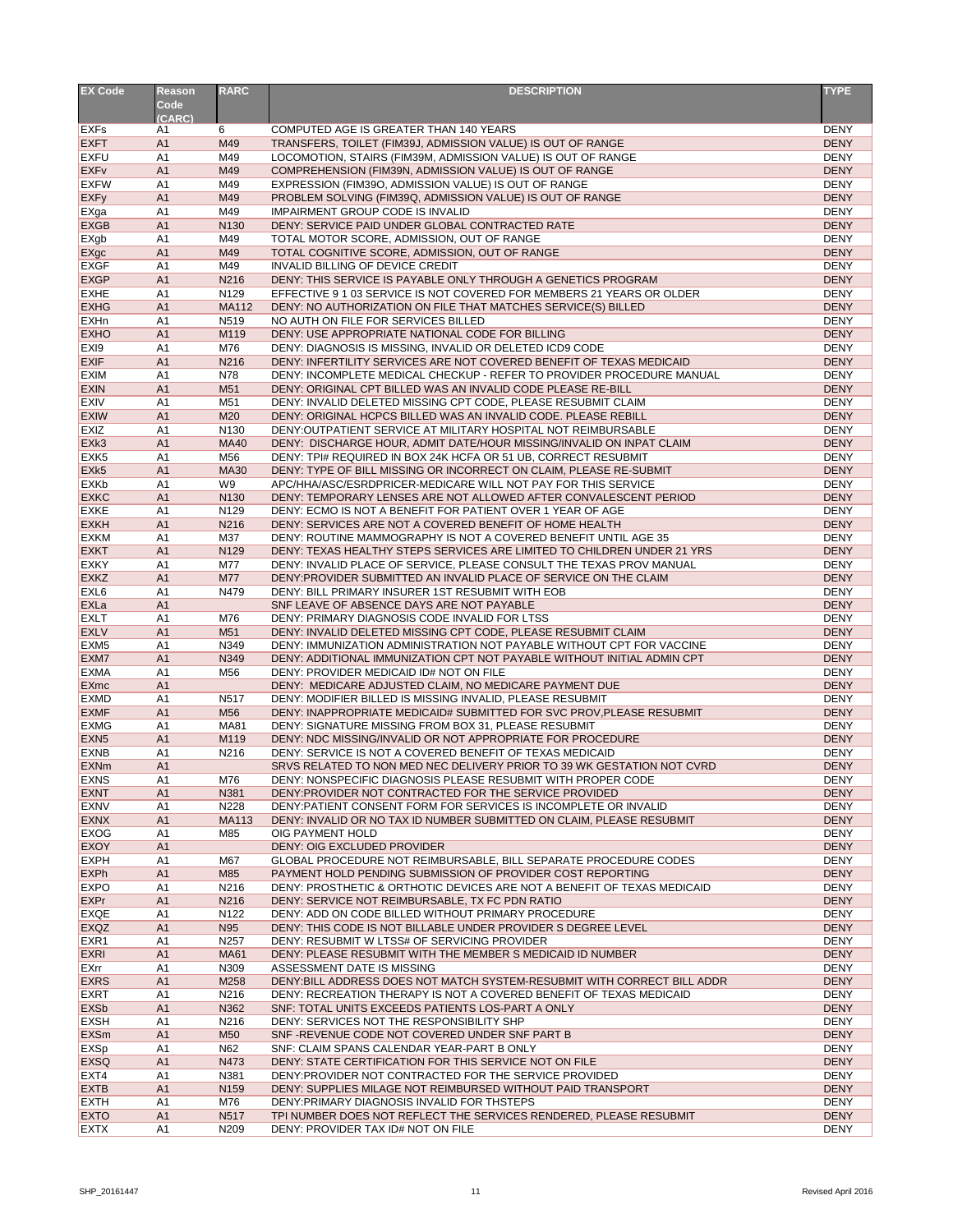| EX Code | Reason Code (CARC) | RARC | DESCRIPTION | TYPE |
|---|---|---|---|---|
| EXFs | A1 | 6 | COMPUTED AGE IS GREATER THAN 140 YEARS | DENY |
| EXFT | A1 | M49 | TRANSFERS, TOILET (FIM39J, ADMISSION VALUE) IS OUT OF RANGE | DENY |
| EXFU | A1 | M49 | LOCOMOTION, STAIRS (FIM39M, ADMISSION VALUE) IS OUT OF RANGE | DENY |
| EXFv | A1 | M49 | COMPREHENSION (FIM39N, ADMISSION VALUE) IS OUT OF RANGE | DENY |
| EXFW | A1 | M49 | EXPRESSION (FIM39O, ADMISSION VALUE) IS OUT OF RANGE | DENY |
| EXFy | A1 | M49 | PROBLEM SOLVING (FIM39Q, ADMISSION VALUE) IS OUT OF RANGE | DENY |
| EXga | A1 | M49 | IMPAIRMENT GROUP CODE IS INVALID | DENY |
| EXGB | A1 | N130 | DENY: SERVICE PAID UNDER GLOBAL CONTRACTED RATE | DENY |
| EXgb | A1 | M49 | TOTAL MOTOR SCORE, ADMISSION, OUT OF RANGE | DENY |
| EXgc | A1 | M49 | TOTAL COGNITIVE SCORE, ADMISSION, OUT OF RANGE | DENY |
| EXGF | A1 | M49 | INVALID BILLING OF DEVICE CREDIT | DENY |
| EXGP | A1 | N216 | DENY: THIS SERVICE IS PAYABLE ONLY THROUGH A GENETICS PROGRAM | DENY |
| EXHE | A1 | N129 | EFFECTIVE 9 1 03 SERVICE IS NOT COVERED FOR MEMBERS 21 YEARS OR OLDER | DENY |
| EXHG | A1 | MA112 | DENY: NO AUTHORIZATION ON FILE THAT MATCHES SERVICE(S) BILLED | DENY |
| EXHn | A1 | N519 | NO AUTH ON FILE FOR SERVICES BILLED | DENY |
| EXHO | A1 | M119 | DENY: USE APPROPRIATE NATIONAL CODE FOR BILLING | DENY |
| EXI9 | A1 | M76 | DENY: DIAGNOSIS IS MISSING, INVALID OR DELETED ICD9 CODE | DENY |
| EXIF | A1 | N216 | DENY: INFERTILITY SERVICES ARE NOT COVERED BENEFIT OF TEXAS MEDICAID | DENY |
| EXIM | A1 | N78 | DENY: INCOMPLETE MEDICAL CHECKUP - REFER TO PROVIDER PROCEDURE MANUAL | DENY |
| EXIN | A1 | M51 | DENY: ORIGINAL CPT BILLED WAS AN INVALID CODE PLEASE RE-BILL | DENY |
| EXIV | A1 | M51 | DENY: INVALID DELETED MISSING CPT CODE, PLEASE RESUBMIT CLAIM | DENY |
| EXIW | A1 | M20 | DENY: ORIGINAL HCPCS BILLED WAS AN INVALID CODE. PLEASE REBILL | DENY |
| EXIZ | A1 | N130 | DENY:OUTPATIENT SERVICE AT MILITARY HOSPITAL NOT REIMBURSABLE | DENY |
| EXk3 | A1 | MA40 | DENY: DISCHARGE HOUR, ADMIT DATE/HOUR MISSING/INVALID ON INPAT CLAIM | DENY |
| EXK5 | A1 | M56 | DENY: TPI# REQUIRED IN BOX 24K HCFA OR 51 UB, CORRECT RESUBMIT | DENY |
| EXk5 | A1 | MA30 | DENY: TYPE OF BILL MISSING OR INCORRECT ON CLAIM, PLEASE RE-SUBMIT | DENY |
| EXKb | A1 | W9 | APC/HHA/ASC/ESRDPRICER-MEDICARE WILL NOT PAY FOR THIS SERVICE | DENY |
| EXKC | A1 | N130 | DENY: TEMPORARY LENSES ARE NOT ALLOWED AFTER CONVALESCENT PERIOD | DENY |
| EXKE | A1 | N129 | DENY: ECMO IS NOT A BENEFIT FOR PATIENT OVER 1 YEAR OF AGE | DENY |
| EXKH | A1 | N216 | DENY: SERVICES ARE NOT A COVERED BENEFIT OF HOME HEALTH | DENY |
| EXKM | A1 | M37 | DENY: ROUTINE MAMMOGRAPHY IS NOT A COVERED BENEFIT UNTIL AGE 35 | DENY |
| EXKT | A1 | N129 | DENY: TEXAS HEALTHY STEPS SERVICES ARE LIMITED TO CHILDREN UNDER 21 YRS | DENY |
| EXKY | A1 | M77 | DENY: INVALID PLACE OF SERVICE, PLEASE CONSULT THE TEXAS PROV MANUAL | DENY |
| EXKZ | A1 | M77 | DENY:PROVIDER SUBMITTED AN INVALID PLACE OF SERVICE ON THE CLAIM | DENY |
| EXL6 | A1 | N479 | DENY: BILL PRIMARY INSURER 1ST RESUBMIT WITH EOB | DENY |
| EXLa | A1 | | SNF LEAVE OF ABSENCE DAYS ARE NOT PAYABLE | DENY |
| EXLT | A1 | M76 | DENY: PRIMARY DIAGNOSIS CODE INVALID FOR LTSS | DENY |
| EXLV | A1 | M51 | DENY: INVALID DELETED MISSING CPT CODE, PLEASE RESUBMIT CLAIM | DENY |
| EXM5 | A1 | N349 | DENY: IMMUNIZATION ADMINISTRATION NOT PAYABLE WITHOUT CPT FOR VACCINE | DENY |
| EXM7 | A1 | N349 | DENY: ADDITIONAL IMMUNIZATION CPT NOT PAYABLE WITHOUT INITIAL ADMIN CPT | DENY |
| EXMA | A1 | M56 | DENY: PROVIDER MEDICAID ID# NOT ON FILE | DENY |
| EXmc | A1 | | DENY: MEDICARE ADJUSTED CLAIM, NO MEDICARE PAYMENT DUE | DENY |
| EXMD | A1 | N517 | DENY: MODIFIER BILLED IS MISSING INVALID, PLEASE RESUBMIT | DENY |
| EXMF | A1 | M56 | DENY: INAPPROPRIATE MEDICAID# SUBMITTED FOR SVC PROV,PLEASE RESUBMIT | DENY |
| EXMG | A1 | MA81 | DENY: SIGNATURE MISSING FROM BOX 31, PLEASE RESUBMIT | DENY |
| EXN5 | A1 | M119 | DENY: NDC MISSING/INVALID OR NOT APPROPRIATE FOR PROCEDURE | DENY |
| EXNB | A1 | N216 | DENY: SERVICE IS NOT A COVERED BENEFIT OF TEXAS MEDICAID | DENY |
| EXNm | A1 | | SRVS RELATED TO NON MED NEC DELIVERY PRIOR TO 39 WK GESTATION NOT CVRD | DENY |
| EXNS | A1 | M76 | DENY: NONSPECIFIC DIAGNOSIS PLEASE RESUBMIT WITH PROPER CODE | DENY |
| EXNT | A1 | N381 | DENY:PROVIDER NOT CONTRACTED FOR THE SERVICE PROVIDED | DENY |
| EXNV | A1 | N228 | DENY:PATIENT CONSENT FORM FOR SERVICES IS INCOMPLETE OR INVALID | DENY |
| EXNX | A1 | MA113 | DENY: INVALID OR NO TAX ID NUMBER SUBMITTED ON CLAIM, PLEASE RESUBMIT | DENY |
| EXOG | A1 | M85 | OIG PAYMENT HOLD | DENY |
| EXOY | A1 | | DENY: OIG EXCLUDED PROVIDER | DENY |
| EXPH | A1 | M67 | GLOBAL PROCEDURE NOT REIMBURSABLE, BILL SEPARATE PROCEDURE CODES | DENY |
| EXPh | A1 | M85 | PAYMENT HOLD PENDING SUBMISSION OF PROVIDER COST REPORTING | DENY |
| EXPO | A1 | N216 | DENY: PROSTHETIC & ORTHOTIC DEVICES ARE NOT A BENEFIT OF TEXAS MEDICAID | DENY |
| EXPr | A1 | N216 | DENY: SERVICE NOT REIMBURSABLE, TX FC PDN RATIO | DENY |
| EXQE | A1 | N122 | DENY: ADD ON CODE BILLED WITHOUT PRIMARY PROCEDURE | DENY |
| EXQZ | A1 | N95 | DENY: THIS CODE IS NOT BILLABLE UNDER PROVIDER S DEGREE LEVEL | DENY |
| EXR1 | A1 | N257 | DENY: RESUBMIT W LTSS# OF SERVICING PROVIDER | DENY |
| EXRI | A1 | MA61 | DENY: PLEASE RESUBMIT WITH THE MEMBER S MEDICAID ID NUMBER | DENY |
| EXrr | A1 | N309 | ASSESSMENT DATE IS MISSING | DENY |
| EXRS | A1 | M258 | DENY:BILL ADDRESS DOES NOT MATCH SYSTEM-RESUBMIT WITH CORRECT BILL ADDR | DENY |
| EXRT | A1 | N216 | DENY: RECREATION THERAPY IS NOT A COVERED BENEFIT OF TEXAS MEDICAID | DENY |
| EXSb | A1 | N362 | SNF: TOTAL UNITS EXCEEDS PATIENTS LOS-PART A ONLY | DENY |
| EXSH | A1 | N216 | DENY: SERVICES NOT THE RESPONSIBILITY SHP | DENY |
| EXSm | A1 | M50 | SNF -REVENUE CODE NOT COVERED UNDER SNF PART B | DENY |
| EXSp | A1 | N62 | SNF: CLAIM SPANS CALENDAR YEAR-PART B ONLY | DENY |
| EXSQ | A1 | N473 | DENY: STATE CERTIFICATION FOR THIS SERVICE NOT ON FILE | DENY |
| EXT4 | A1 | N381 | DENY:PROVIDER NOT CONTRACTED FOR THE SERVICE PROVIDED | DENY |
| EXTB | A1 | N159 | DENY: SUPPLIES MILAGE NOT REIMBURSED WITHOUT PAID TRANSPORT | DENY |
| EXTH | A1 | M76 | DENY:PRIMARY DIAGNOSIS INVALID FOR THSTEPS | DENY |
| EXTO | A1 | N517 | TPI NUMBER DOES NOT REFLECT THE SERVICES RENDERED, PLEASE RESUBMIT | DENY |
| EXTX | A1 | N209 | DENY: PROVIDER TAX ID# NOT ON FILE | DENY |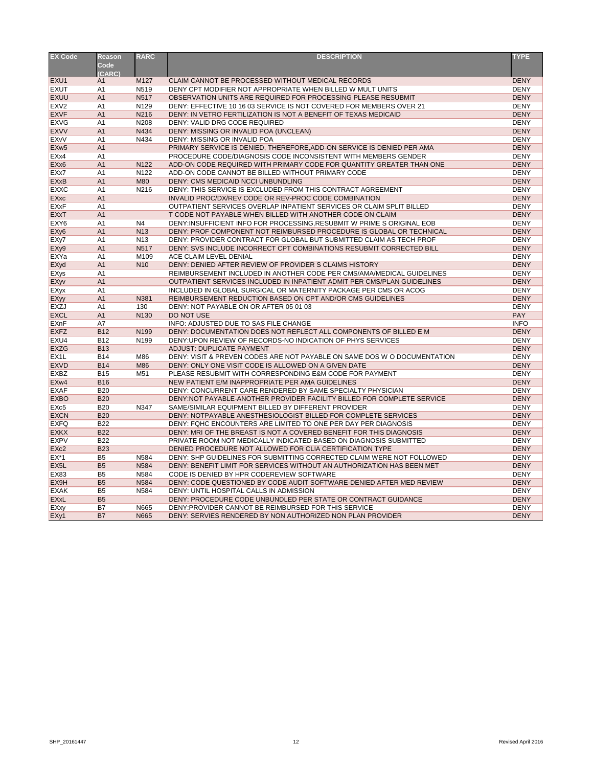| EX Code | Reason Code (CARC) | RARC | DESCRIPTION | TYPE |
|---|---|---|---|---|
| EXU1 | A1 | M127 | CLAIM CANNOT BE PROCESSED WITHOUT MEDICAL RECORDS | DENY |
| EXUT | A1 | N519 | DENY CPT MODIFIER NOT APPROPRIATE WHEN BILLED W MULT UNITS | DENY |
| EXUU | A1 | N517 | OBSERVATION UNITS ARE REQUIRED FOR PROCESSING PLEASE RESUBMIT | DENY |
| EXV2 | A1 | N129 | DENY: EFFECTIVE 10 16 03 SERVICE IS NOT COVERED FOR MEMBERS OVER 21 | DENY |
| EXVF | A1 | N216 | DENY: IN VETRO FERTILIZATION IS NOT A BENEFIT OF TEXAS MEDICAID | DENY |
| EXVG | A1 | N208 | DENY: VALID DRG CODE REQUIRED | DENY |
| EXVV | A1 | N434 | DENY: MISSING OR INVALID POA (UNCLEAN) | DENY |
| EXvV | A1 | N434 | DENY: MISSING OR INVALID POA | DENY |
| EXw5 | A1 | | PRIMARY SERVICE IS DENIED, THEREFORE,ADD-ON SERVICE IS DENIED PER AMA | DENY |
| EXx4 | A1 | | PROCEDURE CODE/DIAGNOSIS CODE INCONSISTENT WITH MEMBERS GENDER | DENY |
| EXx6 | A1 | N122 | ADD-ON CODE REQUIRED WITH PRIMARY CODE FOR QUANTITY GREATER THAN ONE | DENY |
| EXx7 | A1 | N122 | ADD-ON CODE CANNOT BE BILLED WITHOUT PRIMARY CODE | DENY |
| EXxB | A1 | M80 | DENY: CMS MEDICAID NCCI UNBUNDLING | DENY |
| EXXC | A1 | N216 | DENY: THIS SERVICE IS EXCLUDED FROM THIS CONTRACT AGREEMENT | DENY |
| EXxc | A1 | | INVALID PROC/DX/REV CODE OR REV-PROC CODE COMBINATION | DENY |
| EXxF | A1 | | OUTPATIENT SERVICES OVERLAP INPATIENT SERVICES OR CLAIM SPLIT BILLED | DENY |
| EXxT | A1 | | T CODE NOT PAYABLE WHEN BILLED WITH ANOTHER CODE ON CLAIM | DENY |
| EXY6 | A1 | N4 | DENY:INSUFFICIENT INFO FOR PROCESSING,RESUBMIT W PRIME S ORIGINAL EOB | DENY |
| EXy6 | A1 | N13 | DENY: PROF COMPONENT NOT REIMBURSED PROCEDURE IS GLOBAL OR TECHNICAL | DENY |
| EXy7 | A1 | N13 | DENY: PROVIDER CONTRACT FOR GLOBAL BUT SUBMITTED CLAIM AS TECH PROF | DENY |
| EXy9 | A1 | N517 | DENY: SVS INCLUDE INCORRECT CPT COMBINATIONS RESUBMIT CORRECTED BILL | DENY |
| EXYa | A1 | M109 | ACE CLAIM LEVEL DENIAL | DENY |
| EXyd | A1 | N10 | DENY: DENIED AFTER REVIEW OF PROVIDER S CLAIMS HISTORY | DENY |
| EXys | A1 | | REIMBURSEMENT INCLUDED IN ANOTHER CODE PER CMS/AMA/MEDICAL GUIDELINES | DENY |
| EXyv | A1 | | OUTPATIENT SERVICES INCLUDED IN INPATIENT ADMIT PER CMS/PLAN GUIDELINES | DENY |
| EXyx | A1 | | INCLUDED IN GLOBAL SURGICAL OR MATERNITY PACKAGE PER CMS OR ACOG | DENY |
| EXyy | A1 | N381 | REIMBURSEMENT REDUCTION BASED ON CPT AND/OR CMS GUIDELINES | DENY |
| EXZJ | A1 | 130 | DENY: NOT PAYABLE ON OR AFTER 05 01 03 | DENY |
| EXCL | A1 | N130 | DO NOT USE | PAY |
| EXnF | A7 | | INFO: ADJUSTED DUE TO SAS FILE CHANGE | INFO |
| EXFZ | B12 | N199 | DENY: DOCUMENTATION DOES NOT REFLECT ALL COMPONENTS OF BILLED E M | DENY |
| EXU4 | B12 | N199 | DENY:UPON REVIEW OF RECORDS-NO INDICATION OF PHYS SERVICES | DENY |
| EXZG | B13 | | ADJUST: DUPLICATE PAYMENT | DENY |
| EX1L | B14 | M86 | DENY: VISIT & PREVEN CODES ARE NOT PAYABLE ON SAME DOS W O DOCUMENTATION | DENY |
| EXVD | B14 | M86 | DENY: ONLY ONE VISIT CODE IS ALLOWED ON A GIVEN DATE | DENY |
| EXBZ | B15 | M51 | PLEASE RESUBMIT WITH CORRESPONDING E&M CODE FOR PAYMENT | DENY |
| EXw4 | B16 | | NEW PATIENT E/M INAPPROPRIATE PER AMA GUIDELINES | DENY |
| EXAF | B20 | | DENY: CONCURRENT CARE RENDERED BY SAME SPECIALTY PHYSICIAN | DENY |
| EXBO | B20 | | DENY:NOT PAYABLE-ANOTHER PROVIDER FACILITY BILLED FOR COMPLETE SERVICE | DENY |
| EXc5 | B20 | N347 | SAME/SIMILAR EQUIPMENT BILLED BY DIFFERENT PROVIDER | DENY |
| EXCN | B20 | | DENY: NOTPAYABLE ANESTHESIOLOGIST BILLED FOR COMPLETE SERVICES | DENY |
| EXFQ | B22 | | DENY: FQHC ENCOUNTERS ARE LIMITED TO ONE PER DAY PER DIAGNOSIS | DENY |
| EXKX | B22 | | DENY: MRI OF THE BREAST IS NOT A COVERED BENEFIT FOR THIS DIAGNOSIS | DENY |
| EXPV | B22 | | PRIVATE ROOM NOT MEDICALLY INDICATED BASED ON DIAGNOSIS SUBMITTED | DENY |
| EXc2 | B23 | | DENIED PROCEDURE NOT ALLOWED FOR CLIA CERTIFICATION TYPE | DENY |
| EX*1 | B5 | N584 | DENY: SHP GUIDELINES FOR SUBMITTING CORRECTED CLAIM WERE NOT FOLLOWED | DENY |
| EX5L | B5 | N584 | DENY: BENEFIT LIMIT FOR SERVICES WITHOUT AN AUTHORIZATION HAS BEEN MET | DENY |
| EX83 | B5 | N584 | CODE IS DENIED BY HPR CODEREVIEW SOFTWARE | DENY |
| EX9H | B5 | N584 | DENY: CODE QUESTIONED BY CODE AUDIT SOFTWARE-DENIED AFTER MED REVIEW | DENY |
| EXAK | B5 | N584 | DENY: UNTIL HOSPITAL CALLS IN ADMISSION | DENY |
| EXxL | B5 | | DENY: PROCEDURE CODE UNBUNDLED PER STATE OR CONTRACT GUIDANCE | DENY |
| EXxy | B7 | N665 | DENY:PROVIDER CANNOT BE REIMBURSED FOR THIS SERVICE | DENY |
| EXy1 | B7 | N665 | DENY: SERVIES RENDERED BY NON AUTHORIZED NON PLAN PROVIDER | DENY |